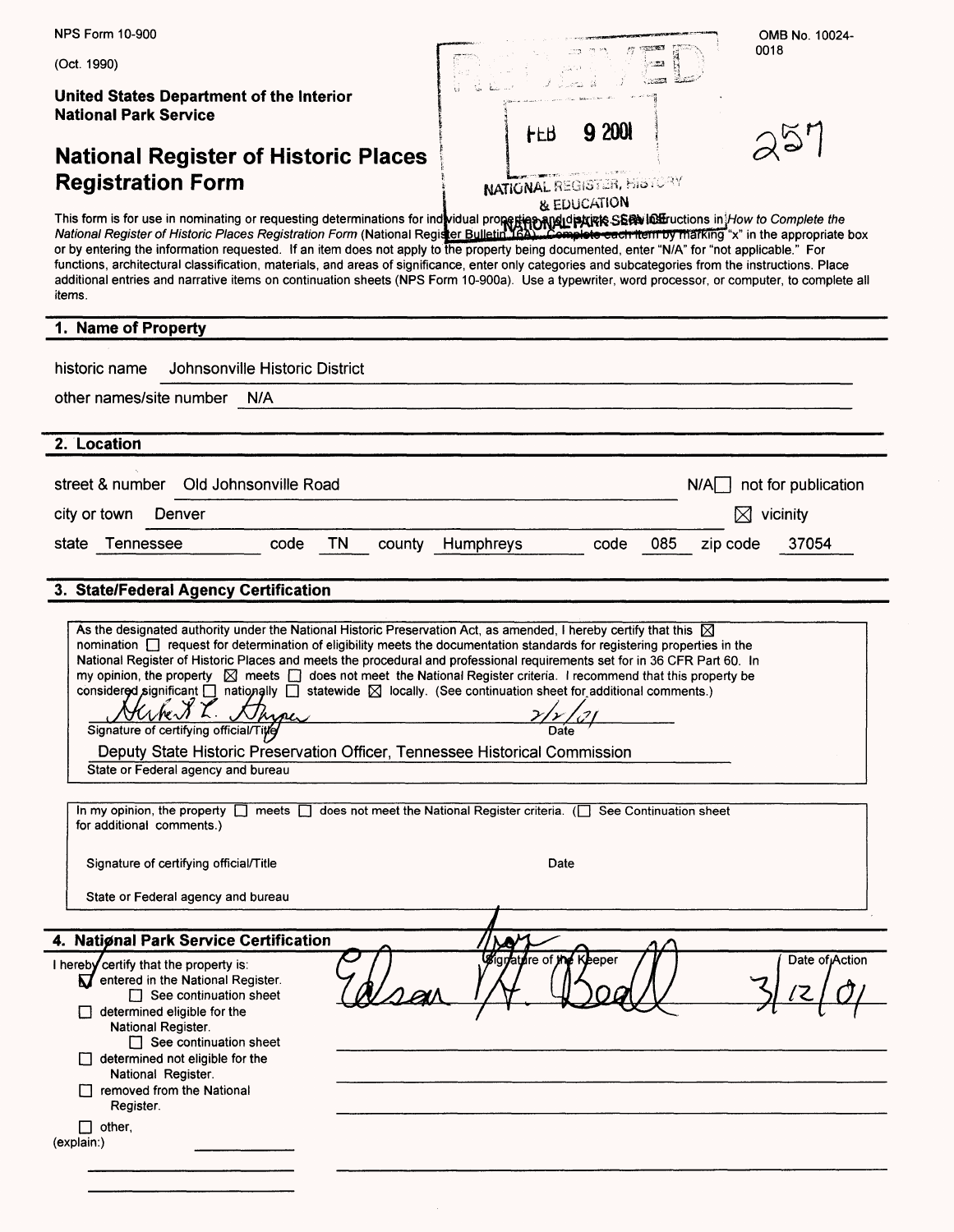NPS Form 10-900

(Oct. 1990)

OMB No. 10024-0018

**United States Department of the Interior**
**National Park Service**

RECEIVED

FEB 9 2001

NATIONAL REGISTER, HISTORY & EDUCATION
NATIONAL PARK SERVICE

257

# National Register of Historic Places Registration Form

This form is for use in nominating or requesting determinations for individual properties and districts. See instructions in *How to Complete the National Register of Historic Places Registration Form* (National Register Bulletin 16A). Complete each item by marking "x" in the appropriate box or by entering the information requested. If an item does not apply to the property being documented, enter "N/A" for "not applicable." For functions, architectural classification, materials, and areas of significance, enter only categories and subcategories from the instructions. Place additional entries and narrative items on continuation sheets (NPS Form 10-900a). Use a typewriter, word processor, or computer, to complete all items.

## 1. Name of Property

historic name Johnsonville Historic District

other names/site number N/A

## 2. Location

street & number Old Johnsonville Road ☐ N/A not for publication

city or town Denver ☒ vicinity

state Tennessee code TN county Humphreys code 085 zip code 37054

## 3. State/Federal Agency Certification

As the designated authority under the National Historic Preservation Act, as amended, I hereby certify that this ☒ nomination ☐ request for determination of eligibility meets the documentation standards for registering properties in the National Register of Historic Places and meets the procedural and professional requirements set for in 36 CFR Part 60. In my opinion, the property ☒ meets ☐ does not meet the National Register criteria. I recommend that this property be considered significant ☐ nationally ☐ statewide ☒ locally. (See continuation sheet for additional comments.)

Herbert L. Harper 2/2/01
Signature of certifying official/Title Date

Deputy State Historic Preservation Officer, Tennessee Historical Commission
State or Federal agency and bureau

In my opinion, the property ☐ meets ☐ does not meet the National Register criteria. (☐ See Continuation sheet for additional comments.)

Signature of certifying official/Title Date

State or Federal agency and bureau

## 4. National Park Service Certification

I hereby certify that the property is:

☒ entered in the National Register.
☐ See continuation sheet
☐ determined eligible for the National Register.
☐ See continuation sheet
☐ determined not eligible for the National Register.
☐ removed from the National Register.
☐ other, (explain:)

Signature of the Keeper: Edson H. Beall
Date of Action: 3/12/01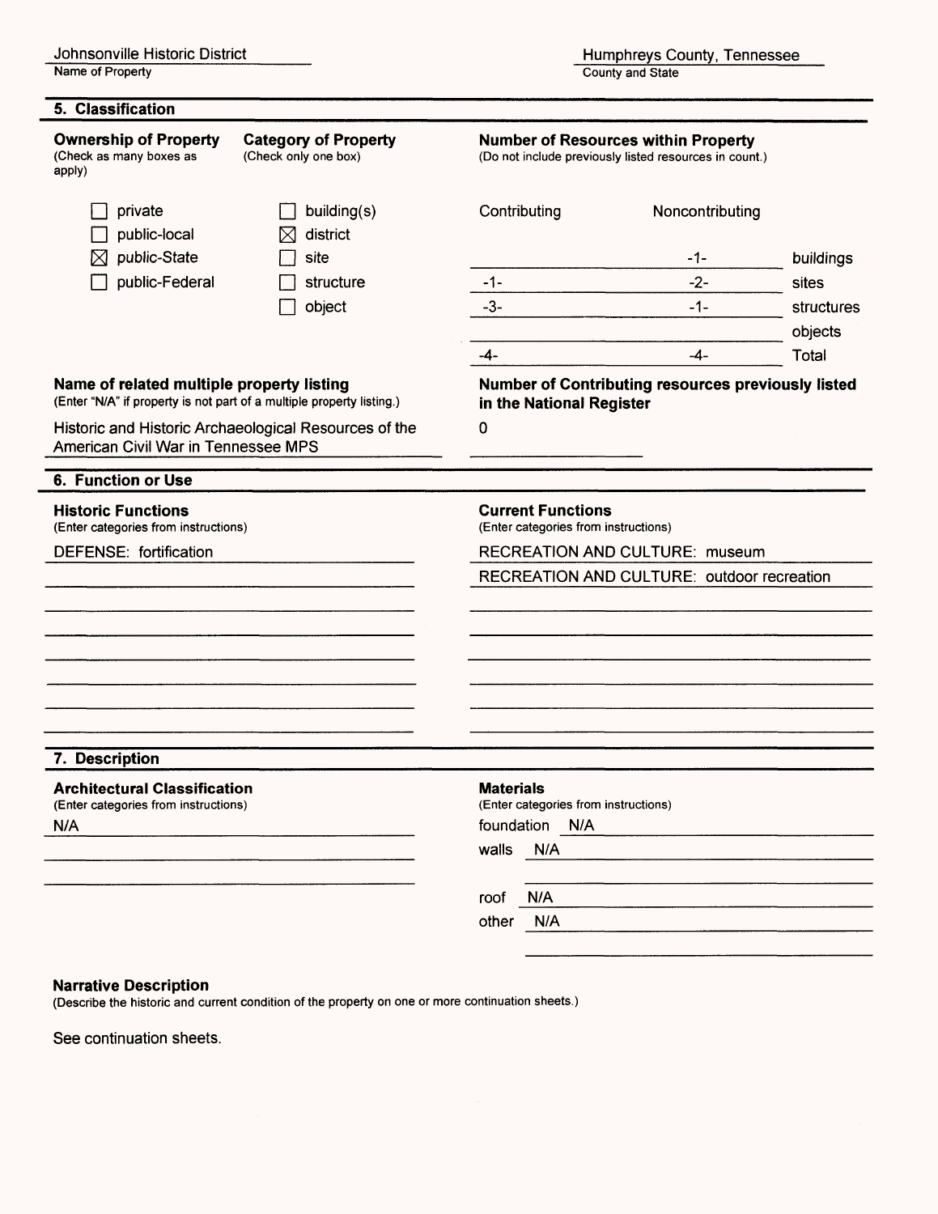Johnsonville Historic District
Name of Property

Humphreys County, Tennessee
County and State

## 5. Classification

**Ownership of Property**
(Check as many boxes as apply)

- ☐ private
- ☐ public-local
- ☒ public-State
- ☐ public-Federal

**Category of Property**
(Check only one box)

- ☐ building(s)
- ☒ district
- ☐ site
- ☐ structure
- ☐ object

**Number of Resources within Property**
(Do not include previously listed resources in count.)

| Contributing | Noncontributing | |
|---|---|---|
| | -1- | buildings |
| -1- | -2- | sites |
| -3- | -1- | structures |
| | | objects |
| -4- | -4- | Total |

**Name of related multiple property listing**
(Enter "N/A" if property is not part of a multiple property listing.)

Historic and Historic Archaeological Resources of the American Civil War in Tennessee MPS

**Number of Contributing resources previously listed in the National Register**

0

## 6. Function or Use

**Historic Functions**
(Enter categories from instructions)

DEFENSE: fortification

**Current Functions**
(Enter categories from instructions)

RECREATION AND CULTURE: museum
RECREATION AND CULTURE: outdoor recreation

## 7. Description

**Architectural Classification**
(Enter categories from instructions)

N/A

**Materials**
(Enter categories from instructions)

foundation N/A
walls N/A
roof N/A
other N/A

**Narrative Description**
(Describe the historic and current condition of the property on one or more continuation sheets.)

See continuation sheets.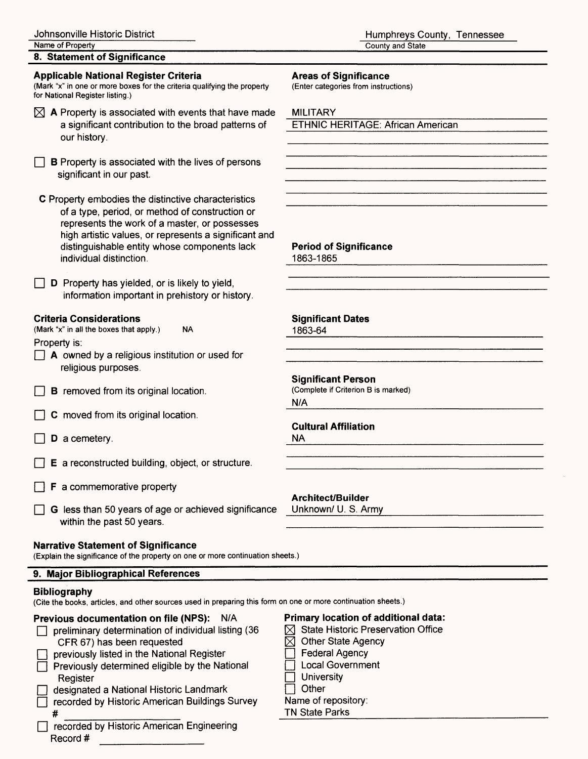Johnsonville Historic District
Name of Property

Humphreys County, Tennessee
County and State

## 8. Statement of Significance

**Applicable National Register Criteria**
(Mark "x" in one or more boxes for the criteria qualifying the property for National Register listing.)

☒ **A** Property is associated with events that have made a significant contribution to the broad patterns of our history.

☐ **B** Property is associated with the lives of persons significant in our past.

**C** Property embodies the distinctive characteristics of a type, period, or method of construction or represents the work of a master, or possesses high artistic values, or represents a significant and distinguishable entity whose components lack individual distinction.

☐ **D** Property has yielded, or is likely to yield, information important in prehistory or history.

**Criteria Considerations**
(Mark "x" in all the boxes that apply.) NA

Property is:

☐ **A** owned by a religious institution or used for religious purposes.

☐ **B** removed from its original location.

☐ **C** moved from its original location.

☐ **D** a cemetery.

☐ **E** a reconstructed building, object, or structure.

☐ **F** a commemorative property

☐ **G** less than 50 years of age or achieved significance within the past 50 years.

**Areas of Significance**
(Enter categories from instructions)

MILITARY
ETHNIC HERITAGE: African American

**Period of Significance**
1863-1865

**Significant Dates**
1863-64

**Significant Person**
(Complete if Criterion B is marked)
N/A

**Cultural Affiliation**
NA

**Architect/Builder**
Unknown/ U. S. Army

**Narrative Statement of Significance**
(Explain the significance of the property on one or more continuation sheets.)

## 9. Major Bibliographical References

**Bibliography**
(Cite the books, articles, and other sources used in preparing this form on one or more continuation sheets.)

**Previous documentation on file (NPS):** N/A

☐ preliminary determination of individual listing (36 CFR 67) has been requested
☐ previously listed in the National Register
☐ Previously determined eligible by the National Register
☐ designated a National Historic Landmark
☐ recorded by Historic American Buildings Survey #
☐ recorded by Historic American Engineering Record #

**Primary location of additional data:**

☒ State Historic Preservation Office
☒ Other State Agency
☐ Federal Agency
☐ Local Government
☐ University
☐ Other

Name of repository:
TN State Parks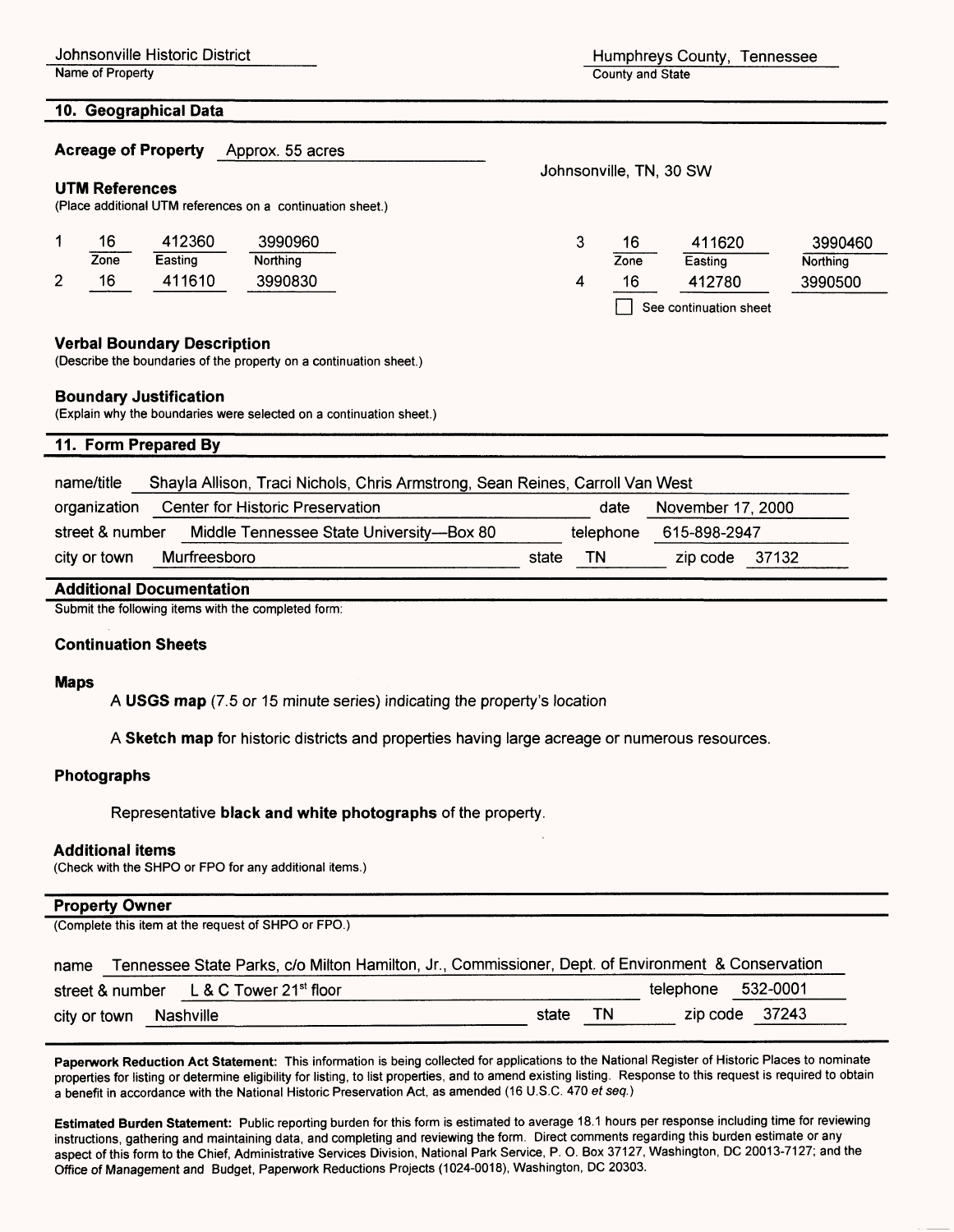Johnsonville Historic District
Name of Property

Humphreys County, Tennessee
County and State

## 10. Geographical Data

**Acreage of Property** Approx. 55 acres

Johnsonville, TN, 30 SW

**UTM References**
(Place additional UTM references on a continuation sheet.)

| | Zone | Easting | Northing |
|---|---|---|---|
| 1 | 16 | 412360 | 3990960 |
| 2 | 16 | 411610 | 3990830 |
| 3 | 16 | 411620 | 3990460 |
| 4 | 16 | 412780 | 3990500 |

☐ See continuation sheet

**Verbal Boundary Description**
(Describe the boundaries of the property on a continuation sheet.)

**Boundary Justification**
(Explain why the boundaries were selected on a continuation sheet.)

## 11. Form Prepared By

name/title Shayla Allison, Traci Nichols, Chris Armstrong, Sean Reines, Carroll Van West
organization Center for Historic Preservation date November 17, 2000
street & number Middle Tennessee State University—Box 80 telephone 615-898-2947
city or town Murfreesboro state TN zip code 37132

## Additional Documentation

Submit the following items with the completed form:

**Continuation Sheets**

**Maps**

A **USGS map** (7.5 or 15 minute series) indicating the property's location

A **Sketch map** for historic districts and properties having large acreage or numerous resources.

**Photographs**

Representative **black and white photographs** of the property.

**Additional items**
(Check with the SHPO or FPO for any additional items.)

## Property Owner

(Complete this item at the request of SHPO or FPO.)

name Tennessee State Parks, c/o Milton Hamilton, Jr., Commissioner, Dept. of Environment & Conservation
street & number L & C Tower 21st floor telephone 532-0001
city or town Nashville state TN zip code 37243

**Paperwork Reduction Act Statement:** This information is being collected for applications to the National Register of Historic Places to nominate properties for listing or determine eligibility for listing, to list properties, and to amend existing listing. Response to this request is required to obtain a benefit in accordance with the National Historic Preservation Act, as amended (16 U.S.C. 470 *et seq.*)

**Estimated Burden Statement:** Public reporting burden for this form is estimated to average 18.1 hours per response including time for reviewing instructions, gathering and maintaining data, and completing and reviewing the form. Direct comments regarding this burden estimate or any aspect of this form to the Chief, Administrative Services Division, National Park Service, P. O. Box 37127, Washington, DC 20013-7127; and the Office of Management and Budget, Paperwork Reductions Projects (1024-0018), Washington, DC 20303.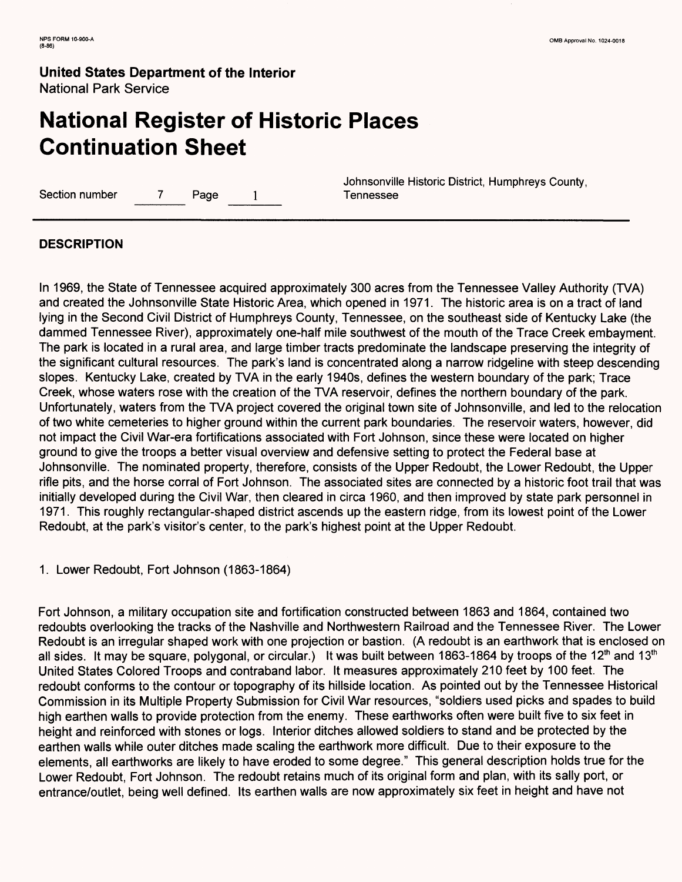United States Department of the Interior
National Park Service

# National Register of Historic Places Continuation Sheet

Section number 7 Page 1

Johnsonville Historic District, Humphreys County, Tennessee

## DESCRIPTION

In 1969, the State of Tennessee acquired approximately 300 acres from the Tennessee Valley Authority (TVA) and created the Johnsonville State Historic Area, which opened in 1971. The historic area is on a tract of land lying in the Second Civil District of Humphreys County, Tennessee, on the southeast side of Kentucky Lake (the dammed Tennessee River), approximately one-half mile southwest of the mouth of the Trace Creek embayment. The park is located in a rural area, and large timber tracts predominate the landscape preserving the integrity of the significant cultural resources. The park's land is concentrated along a narrow ridgeline with steep descending slopes. Kentucky Lake, created by TVA in the early 1940s, defines the western boundary of the park; Trace Creek, whose waters rose with the creation of the TVA reservoir, defines the northern boundary of the park. Unfortunately, waters from the TVA project covered the original town site of Johnsonville, and led to the relocation of two white cemeteries to higher ground within the current park boundaries. The reservoir waters, however, did not impact the Civil War-era fortifications associated with Fort Johnson, since these were located on higher ground to give the troops a better visual overview and defensive setting to protect the Federal base at Johnsonville. The nominated property, therefore, consists of the Upper Redoubt, the Lower Redoubt, the Upper rifle pits, and the horse corral of Fort Johnson. The associated sites are connected by a historic foot trail that was initially developed during the Civil War, then cleared in circa 1960, and then improved by state park personnel in 1971. This roughly rectangular-shaped district ascends up the eastern ridge, from its lowest point of the Lower Redoubt, at the park's visitor's center, to the park's highest point at the Upper Redoubt.

1. Lower Redoubt, Fort Johnson (1863-1864)

Fort Johnson, a military occupation site and fortification constructed between 1863 and 1864, contained two redoubts overlooking the tracks of the Nashville and Northwestern Railroad and the Tennessee River. The Lower Redoubt is an irregular shaped work with one projection or bastion. (A redoubt is an earthwork that is enclosed on all sides. It may be square, polygonal, or circular.) It was built between 1863-1864 by troops of the 12th and 13th United States Colored Troops and contraband labor. It measures approximately 210 feet by 100 feet. The redoubt conforms to the contour or topography of its hillside location. As pointed out by the Tennessee Historical Commission in its Multiple Property Submission for Civil War resources, "soldiers used picks and spades to build high earthen walls to provide protection from the enemy. These earthworks often were built five to six feet in height and reinforced with stones or logs. Interior ditches allowed soldiers to stand and be protected by the earthen walls while outer ditches made scaling the earthwork more difficult. Due to their exposure to the elements, all earthworks are likely to have eroded to some degree." This general description holds true for the Lower Redoubt, Fort Johnson. The redoubt retains much of its original form and plan, with its sally port, or entrance/outlet, being well defined. Its earthen walls are now approximately six feet in height and have not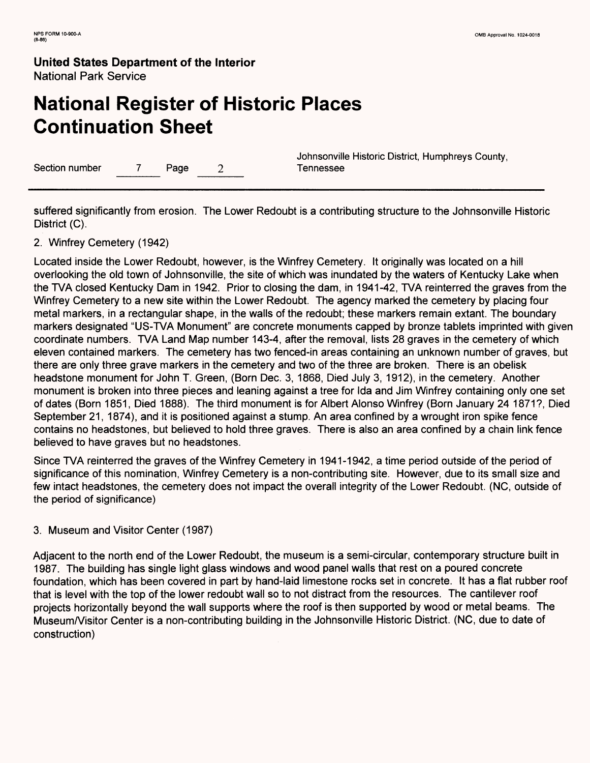suffered significantly from erosion. The Lower Redoubt is a contributing structure to the Johnsonville Historic District (C).

2. Winfrey Cemetery (1942)

Located inside the Lower Redoubt, however, is the Winfrey Cemetery. It originally was located on a hill overlooking the old town of Johnsonville, the site of which was inundated by the waters of Kentucky Lake when the TVA closed Kentucky Dam in 1942. Prior to closing the dam, in 1941-42, TVA reinterred the graves from the Winfrey Cemetery to a new site within the Lower Redoubt. The agency marked the cemetery by placing four metal markers, in a rectangular shape, in the walls of the redoubt; these markers remain extant. The boundary markers designated "US-TVA Monument" are concrete monuments capped by bronze tablets imprinted with given coordinate numbers. TVA Land Map number 143-4, after the removal, lists 28 graves in the cemetery of which eleven contained markers. The cemetery has two fenced-in areas containing an unknown number of graves, but there are only three grave markers in the cemetery and two of the three are broken. There is an obelisk headstone monument for John T. Green, (Born Dec. 3, 1868, Died July 3, 1912), in the cemetery. Another monument is broken into three pieces and leaning against a tree for Ida and Jim Winfrey containing only one set of dates (Born 1851, Died 1888). The third monument is for Albert Alonso Winfrey (Born January 24 1871?, Died September 21, 1874), and it is positioned against a stump. An area confined by a wrought iron spike fence contains no headstones, but believed to hold three graves. There is also an area confined by a chain link fence believed to have graves but no headstones.

Since TVA reinterred the graves of the Winfrey Cemetery in 1941-1942, a time period outside of the period of significance of this nomination, Winfrey Cemetery is a non-contributing site. However, due to its small size and few intact headstones, the cemetery does not impact the overall integrity of the Lower Redoubt. (NC, outside of the period of significance)

3. Museum and Visitor Center (1987)

Adjacent to the north end of the Lower Redoubt, the museum is a semi-circular, contemporary structure built in 1987. The building has single light glass windows and wood panel walls that rest on a poured concrete foundation, which has been covered in part by hand-laid limestone rocks set in concrete. It has a flat rubber roof that is level with the top of the lower redoubt wall so to not distract from the resources. The cantilever roof projects horizontally beyond the wall supports where the roof is then supported by wood or metal beams. The Museum/Visitor Center is a non-contributing building in the Johnsonville Historic District. (NC, due to date of construction)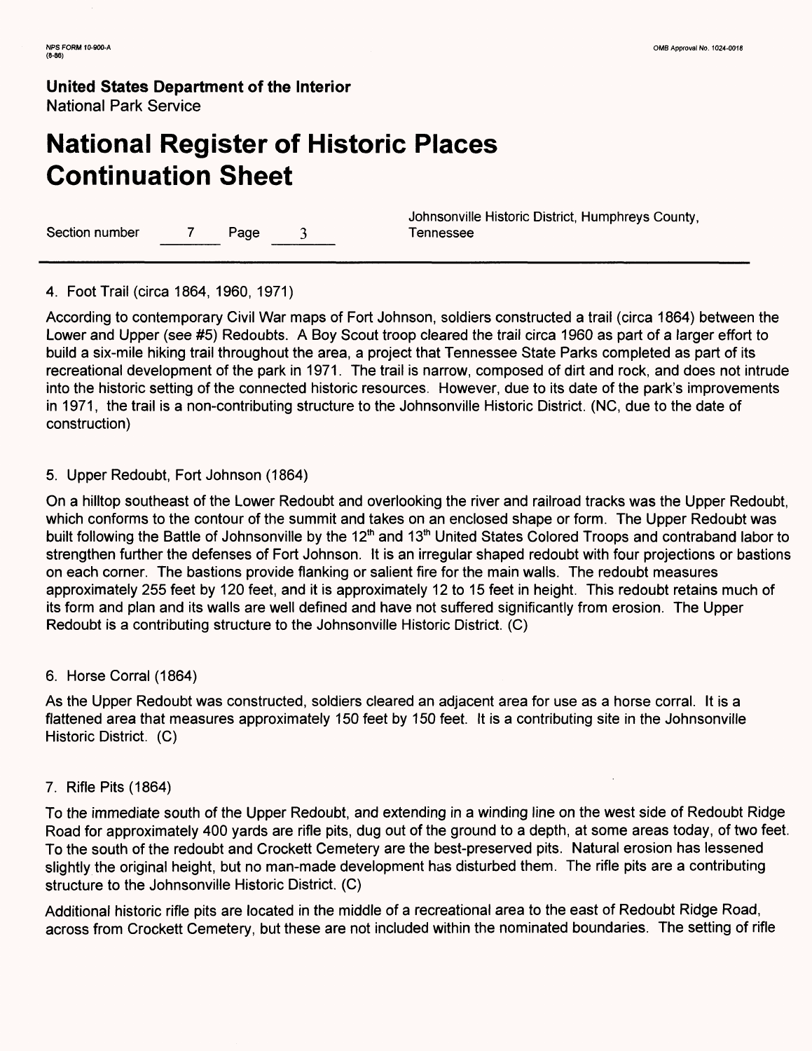4. Foot Trail (circa 1864, 1960, 1971)

According to contemporary Civil War maps of Fort Johnson, soldiers constructed a trail (circa 1864) between the Lower and Upper (see #5) Redoubts. A Boy Scout troop cleared the trail circa 1960 as part of a larger effort to build a six-mile hiking trail throughout the area, a project that Tennessee State Parks completed as part of its recreational development of the park in 1971. The trail is narrow, composed of dirt and rock, and does not intrude into the historic setting of the connected historic resources. However, due to its date of the park's improvements in 1971, the trail is a non-contributing structure to the Johnsonville Historic District. (NC, due to the date of construction)

5. Upper Redoubt, Fort Johnson (1864)

On a hilltop southeast of the Lower Redoubt and overlooking the river and railroad tracks was the Upper Redoubt, which conforms to the contour of the summit and takes on an enclosed shape or form. The Upper Redoubt was built following the Battle of Johnsonville by the 12th and 13th United States Colored Troops and contraband labor to strengthen further the defenses of Fort Johnson. It is an irregular shaped redoubt with four projections or bastions on each corner. The bastions provide flanking or salient fire for the main walls. The redoubt measures approximately 255 feet by 120 feet, and it is approximately 12 to 15 feet in height. This redoubt retains much of its form and plan and its walls are well defined and have not suffered significantly from erosion. The Upper Redoubt is a contributing structure to the Johnsonville Historic District. (C)

6. Horse Corral (1864)

As the Upper Redoubt was constructed, soldiers cleared an adjacent area for use as a horse corral. It is a flattened area that measures approximately 150 feet by 150 feet. It is a contributing site in the Johnsonville Historic District. (C)

7. Rifle Pits (1864)

To the immediate south of the Upper Redoubt, and extending in a winding line on the west side of Redoubt Ridge Road for approximately 400 yards are rifle pits, dug out of the ground to a depth, at some areas today, of two feet. To the south of the redoubt and Crockett Cemetery are the best-preserved pits. Natural erosion has lessened slightly the original height, but no man-made development has disturbed them. The rifle pits are a contributing structure to the Johnsonville Historic District. (C)

Additional historic rifle pits are located in the middle of a recreational area to the east of Redoubt Ridge Road, across from Crockett Cemetery, but these are not included within the nominated boundaries. The setting of rifle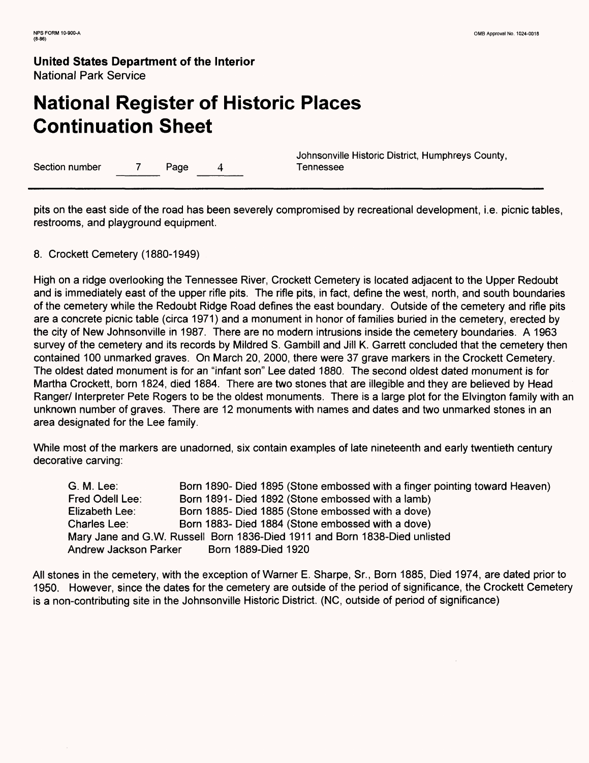pits on the east side of the road has been severely compromised by recreational development, i.e. picnic tables, restrooms, and playground equipment.

8. Crockett Cemetery (1880-1949)

High on a ridge overlooking the Tennessee River, Crockett Cemetery is located adjacent to the Upper Redoubt and is immediately east of the upper rifle pits. The rifle pits, in fact, define the west, north, and south boundaries of the cemetery while the Redoubt Ridge Road defines the east boundary. Outside of the cemetery and rifle pits are a concrete picnic table (circa 1971) and a monument in honor of families buried in the cemetery, erected by the city of New Johnsonville in 1987. There are no modern intrusions inside the cemetery boundaries. A 1963 survey of the cemetery and its records by Mildred S. Gambill and Jill K. Garrett concluded that the cemetery then contained 100 unmarked graves. On March 20, 2000, there were 37 grave markers in the Crockett Cemetery. The oldest dated monument is for an "infant son" Lee dated 1880. The second oldest dated monument is for Martha Crockett, born 1824, died 1884. There are two stones that are illegible and they are believed by Head Ranger/ Interpreter Pete Rogers to be the oldest monuments. There is a large plot for the Elvington family with an unknown number of graves. There are 12 monuments with names and dates and two unmarked stones in an area designated for the Lee family.

While most of the markers are unadorned, six contain examples of late nineteenth and early twentieth century decorative carving:

G. M. Lee: Born 1890- Died 1895 (Stone embossed with a finger pointing toward Heaven)
Fred Odell Lee: Born 1891- Died 1892 (Stone embossed with a lamb)
Elizabeth Lee: Born 1885- Died 1885 (Stone embossed with a dove)
Charles Lee: Born 1883- Died 1884 (Stone embossed with a dove)
Mary Jane and G.W. Russell Born 1836-Died 1911 and Born 1838-Died unlisted
Andrew Jackson Parker Born 1889-Died 1920

All stones in the cemetery, with the exception of Warner E. Sharpe, Sr., Born 1885, Died 1974, are dated prior to 1950. However, since the dates for the cemetery are outside of the period of significance, the Crockett Cemetery is a non-contributing site in the Johnsonville Historic District. (NC, outside of period of significance)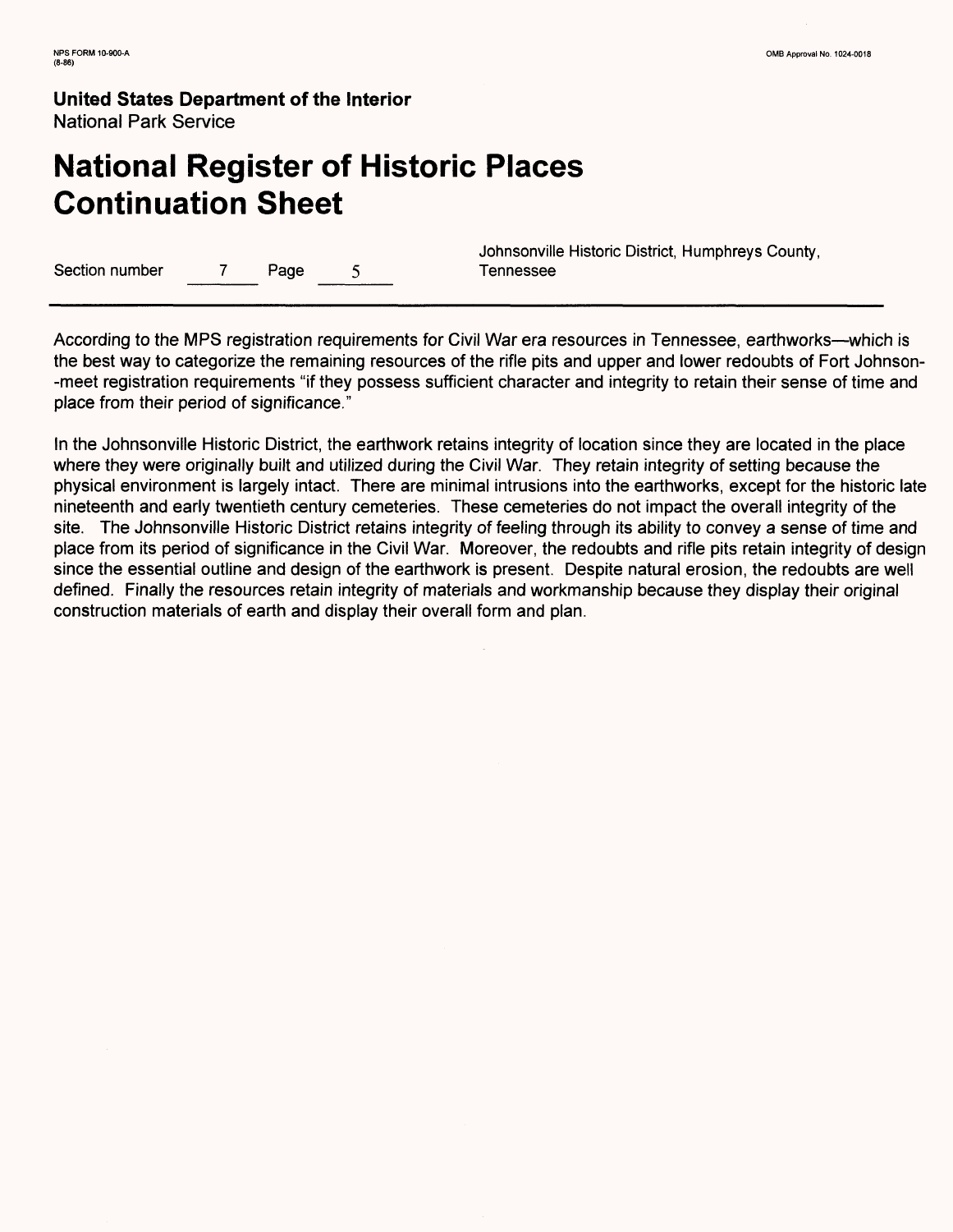According to the MPS registration requirements for Civil War era resources in Tennessee, earthworks—which is the best way to categorize the remaining resources of the rifle pits and upper and lower redoubts of Fort Johnson--meet registration requirements "if they possess sufficient character and integrity to retain their sense of time and place from their period of significance."

In the Johnsonville Historic District, the earthwork retains integrity of location since they are located in the place where they were originally built and utilized during the Civil War. They retain integrity of setting because the physical environment is largely intact. There are minimal intrusions into the earthworks, except for the historic late nineteenth and early twentieth century cemeteries. These cemeteries do not impact the overall integrity of the site. The Johnsonville Historic District retains integrity of feeling through its ability to convey a sense of time and place from its period of significance in the Civil War. Moreover, the redoubts and rifle pits retain integrity of design since the essential outline and design of the earthwork is present. Despite natural erosion, the redoubts are well defined. Finally the resources retain integrity of materials and workmanship because they display their original construction materials of earth and display their overall form and plan.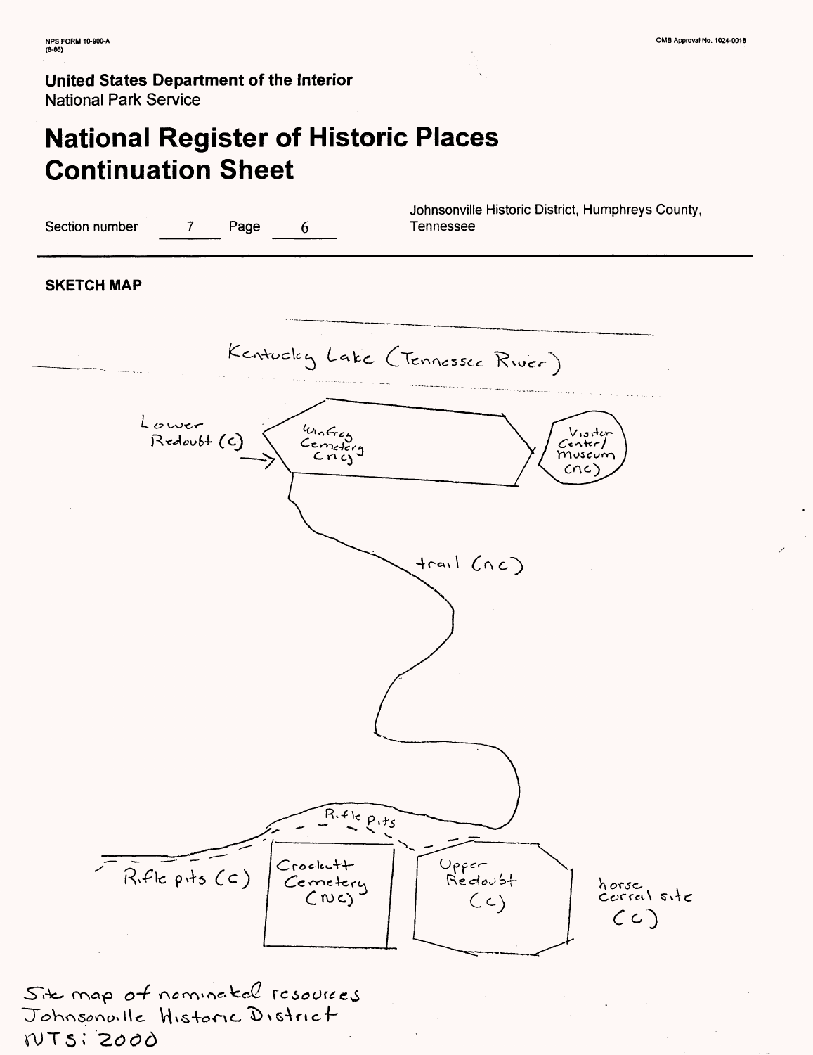United States Department of the Interior
National Park Service

# National Register of Historic Places Continuation Sheet

Section number 7 Page 6

Johnsonville Historic District, Humphreys County, Tennessee

## SKETCH MAP

Kentucky Lake (Tennessee River)

Lower Redoubt (c)

Winfrey Cemetery (nc)

Visitor Center/ Museum (nc)

trail (nc)

Rifle pits

Rifle pits (c)

Crockett Cemetery (NC)

Upper Redoubt (c)

horse corral site (c)

Site map of nominated resources
Johnsonville Historic District
NTS: 2000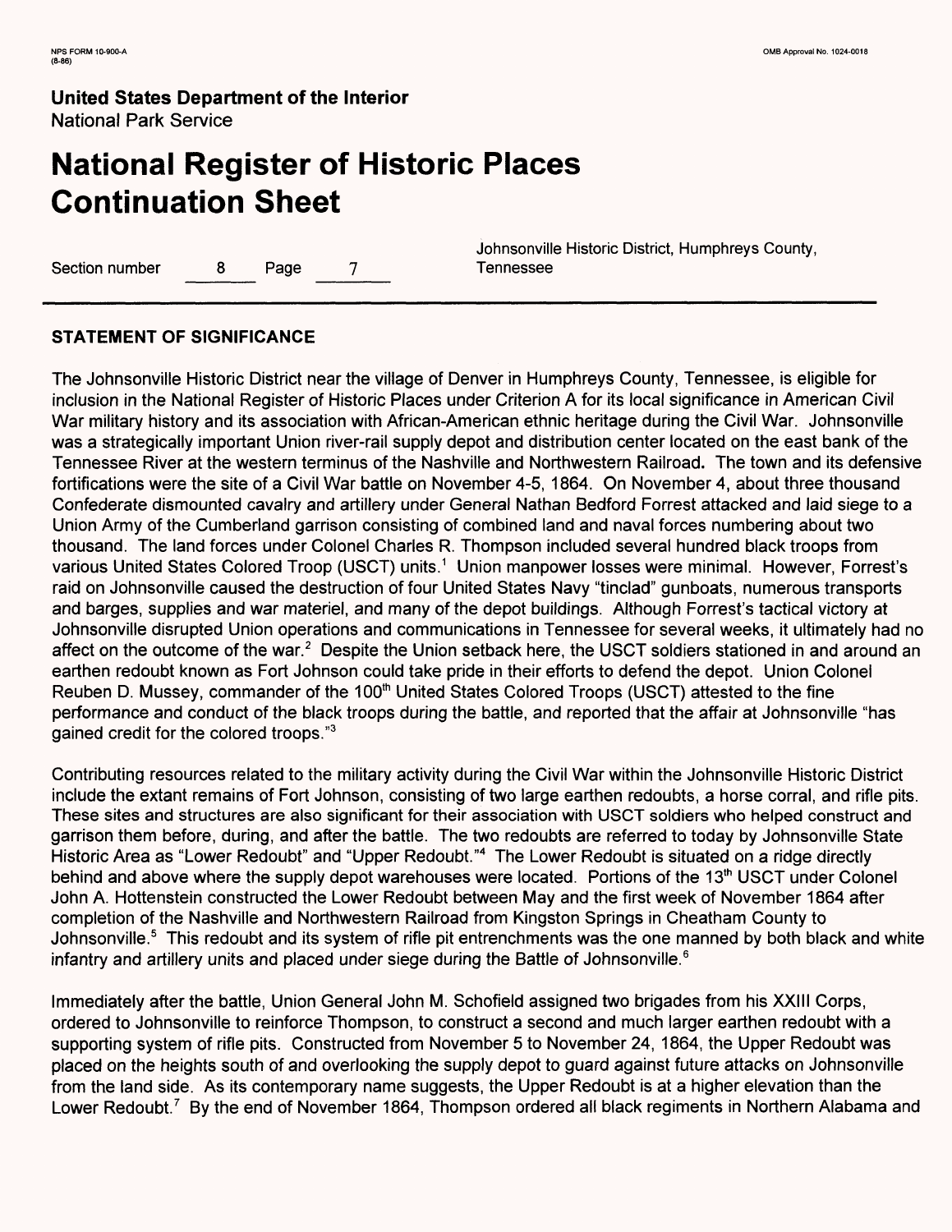**United States Department of the Interior**
National Park Service

# National Register of Historic Places Continuation Sheet

Section number 8 Page 7

Johnsonville Historic District, Humphreys County, Tennessee

## STATEMENT OF SIGNIFICANCE

The Johnsonville Historic District near the village of Denver in Humphreys County, Tennessee, is eligible for inclusion in the National Register of Historic Places under Criterion A for its local significance in American Civil War military history and its association with African-American ethnic heritage during the Civil War. Johnsonville was a strategically important Union river-rail supply depot and distribution center located on the east bank of the Tennessee River at the western terminus of the Nashville and Northwestern Railroad. The town and its defensive fortifications were the site of a Civil War battle on November 4-5, 1864. On November 4, about three thousand Confederate dismounted cavalry and artillery under General Nathan Bedford Forrest attacked and laid siege to a Union Army of the Cumberland garrison consisting of combined land and naval forces numbering about two thousand. The land forces under Colonel Charles R. Thompson included several hundred black troops from various United States Colored Troop (USCT) units.[1] Union manpower losses were minimal. However, Forrest's raid on Johnsonville caused the destruction of four United States Navy "tinclad" gunboats, numerous transports and barges, supplies and war materiel, and many of the depot buildings. Although Forrest's tactical victory at Johnsonville disrupted Union operations and communications in Tennessee for several weeks, it ultimately had no affect on the outcome of the war.[2] Despite the Union setback here, the USCT soldiers stationed in and around an earthen redoubt known as Fort Johnson could take pride in their efforts to defend the depot. Union Colonel Reuben D. Mussey, commander of the 100th United States Colored Troops (USCT) attested to the fine performance and conduct of the black troops during the battle, and reported that the affair at Johnsonville "has gained credit for the colored troops."[3]

Contributing resources related to the military activity during the Civil War within the Johnsonville Historic District include the extant remains of Fort Johnson, consisting of two large earthen redoubts, a horse corral, and rifle pits. These sites and structures are also significant for their association with USCT soldiers who helped construct and garrison them before, during, and after the battle. The two redoubts are referred to today by Johnsonville State Historic Area as "Lower Redoubt" and "Upper Redoubt."[4] The Lower Redoubt is situated on a ridge directly behind and above where the supply depot warehouses were located. Portions of the 13th USCT under Colonel John A. Hottenstein constructed the Lower Redoubt between May and the first week of November 1864 after completion of the Nashville and Northwestern Railroad from Kingston Springs in Cheatham County to Johnsonville.[5] This redoubt and its system of rifle pit entrenchments was the one manned by both black and white infantry and artillery units and placed under siege during the Battle of Johnsonville.[6]

Immediately after the battle, Union General John M. Schofield assigned two brigades from his XXIII Corps, ordered to Johnsonville to reinforce Thompson, to construct a second and much larger earthen redoubt with a supporting system of rifle pits. Constructed from November 5 to November 24, 1864, the Upper Redoubt was placed on the heights south of and overlooking the supply depot to guard against future attacks on Johnsonville from the land side. As its contemporary name suggests, the Upper Redoubt is at a higher elevation than the Lower Redoubt.[7] By the end of November 1864, Thompson ordered all black regiments in Northern Alabama and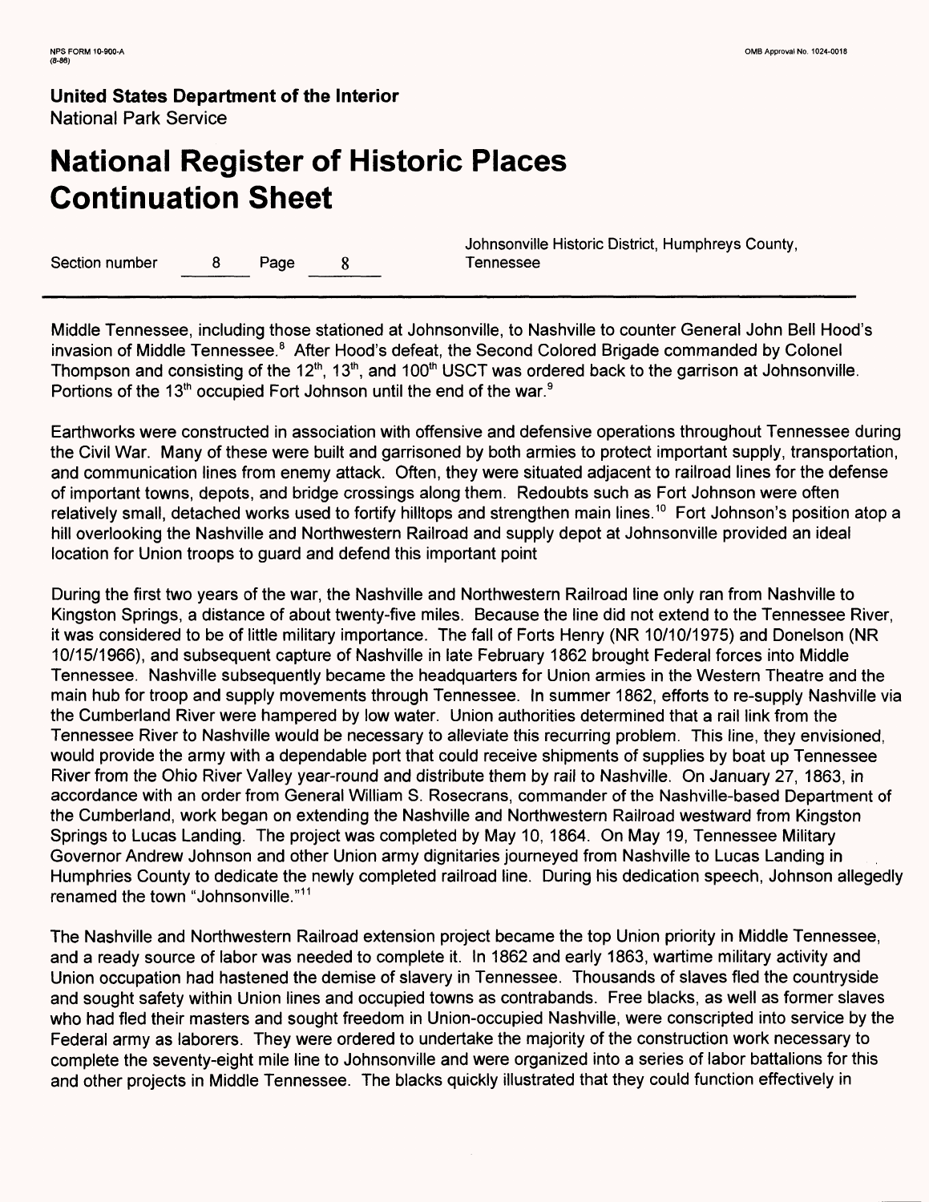Middle Tennessee, including those stationed at Johnsonville, to Nashville to counter General John Bell Hood's invasion of Middle Tennessee.[8] After Hood's defeat, the Second Colored Brigade commanded by Colonel Thompson and consisting of the 12th, 13th, and 100th USCT was ordered back to the garrison at Johnsonville. Portions of the 13th occupied Fort Johnson until the end of the war.[9]

Earthworks were constructed in association with offensive and defensive operations throughout Tennessee during the Civil War. Many of these were built and garrisoned by both armies to protect important supply, transportation, and communication lines from enemy attack. Often, they were situated adjacent to railroad lines for the defense of important towns, depots, and bridge crossings along them. Redoubts such as Fort Johnson were often relatively small, detached works used to fortify hilltops and strengthen main lines.[10] Fort Johnson's position atop a hill overlooking the Nashville and Northwestern Railroad and supply depot at Johnsonville provided an ideal location for Union troops to guard and defend this important point

During the first two years of the war, the Nashville and Northwestern Railroad line only ran from Nashville to Kingston Springs, a distance of about twenty-five miles. Because the line did not extend to the Tennessee River, it was considered to be of little military importance. The fall of Forts Henry (NR 10/10/1975) and Donelson (NR 10/15/1966), and subsequent capture of Nashville in late February 1862 brought Federal forces into Middle Tennessee. Nashville subsequently became the headquarters for Union armies in the Western Theatre and the main hub for troop and supply movements through Tennessee. In summer 1862, efforts to re-supply Nashville via the Cumberland River were hampered by low water. Union authorities determined that a rail link from the Tennessee River to Nashville would be necessary to alleviate this recurring problem. This line, they envisioned, would provide the army with a dependable port that could receive shipments of supplies by boat up Tennessee River from the Ohio River Valley year-round and distribute them by rail to Nashville. On January 27, 1863, in accordance with an order from General William S. Rosecrans, commander of the Nashville-based Department of the Cumberland, work began on extending the Nashville and Northwestern Railroad westward from Kingston Springs to Lucas Landing. The project was completed by May 10, 1864. On May 19, Tennessee Military Governor Andrew Johnson and other Union army dignitaries journeyed from Nashville to Lucas Landing in Humphries County to dedicate the newly completed railroad line. During his dedication speech, Johnson allegedly renamed the town "Johnsonville."[11]

The Nashville and Northwestern Railroad extension project became the top Union priority in Middle Tennessee, and a ready source of labor was needed to complete it. In 1862 and early 1863, wartime military activity and Union occupation had hastened the demise of slavery in Tennessee. Thousands of slaves fled the countryside and sought safety within Union lines and occupied towns as contrabands. Free blacks, as well as former slaves who had fled their masters and sought freedom in Union-occupied Nashville, were conscripted into service by the Federal army as laborers. They were ordered to undertake the majority of the construction work necessary to complete the seventy-eight mile line to Johnsonville and were organized into a series of labor battalions for this and other projects in Middle Tennessee. The blacks quickly illustrated that they could function effectively in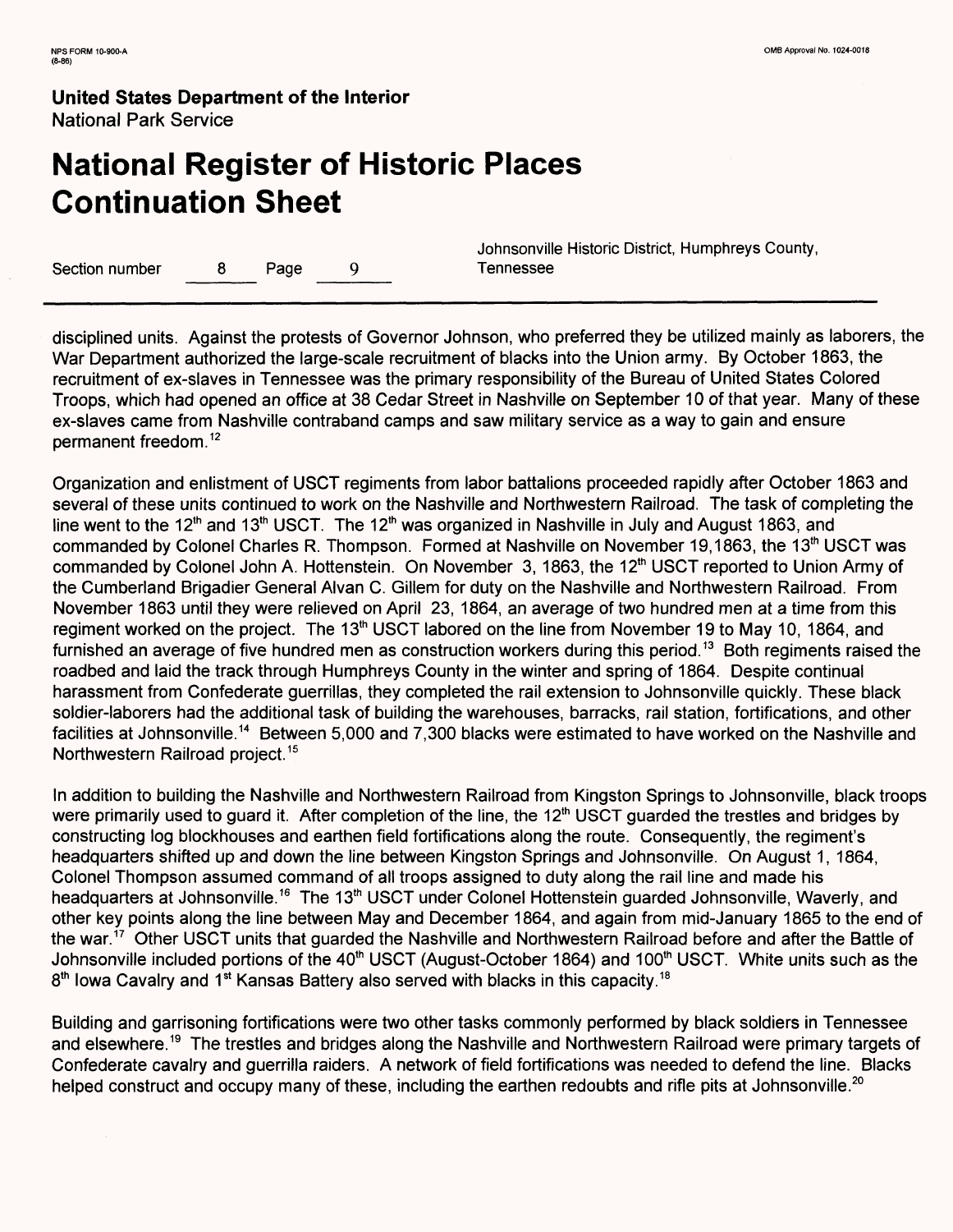disciplined units. Against the protests of Governor Johnson, who preferred they be utilized mainly as laborers, the War Department authorized the large-scale recruitment of blacks into the Union army. By October 1863, the recruitment of ex-slaves in Tennessee was the primary responsibility of the Bureau of United States Colored Troops, which had opened an office at 38 Cedar Street in Nashville on September 10 of that year. Many of these ex-slaves came from Nashville contraband camps and saw military service as a way to gain and ensure permanent freedom.[12]

Organization and enlistment of USCT regiments from labor battalions proceeded rapidly after October 1863 and several of these units continued to work on the Nashville and Northwestern Railroad. The task of completing the line went to the 12th and 13th USCT. The 12th was organized in Nashville in July and August 1863, and commanded by Colonel Charles R. Thompson. Formed at Nashville on November 19,1863, the 13th USCT was commanded by Colonel John A. Hottenstein. On November 3, 1863, the 12th USCT reported to Union Army of the Cumberland Brigadier General Alvan C. Gillem for duty on the Nashville and Northwestern Railroad. From November 1863 until they were relieved on April 23, 1864, an average of two hundred men at a time from this regiment worked on the project. The 13th USCT labored on the line from November 19 to May 10, 1864, and furnished an average of five hundred men as construction workers during this period.[13] Both regiments raised the roadbed and laid the track through Humphreys County in the winter and spring of 1864. Despite continual harassment from Confederate guerrillas, they completed the rail extension to Johnsonville quickly. These black soldier-laborers had the additional task of building the warehouses, barracks, rail station, fortifications, and other facilities at Johnsonville.[14] Between 5,000 and 7,300 blacks were estimated to have worked on the Nashville and Northwestern Railroad project.[15]

In addition to building the Nashville and Northwestern Railroad from Kingston Springs to Johnsonville, black troops were primarily used to guard it. After completion of the line, the 12th USCT guarded the trestles and bridges by constructing log blockhouses and earthen field fortifications along the route. Consequently, the regiment's headquarters shifted up and down the line between Kingston Springs and Johnsonville. On August 1, 1864, Colonel Thompson assumed command of all troops assigned to duty along the rail line and made his headquarters at Johnsonville.[16] The 13th USCT under Colonel Hottenstein guarded Johnsonville, Waverly, and other key points along the line between May and December 1864, and again from mid-January 1865 to the end of the war.[17] Other USCT units that guarded the Nashville and Northwestern Railroad before and after the Battle of Johnsonville included portions of the 40th USCT (August-October 1864) and 100th USCT. White units such as the 8th Iowa Cavalry and 1st Kansas Battery also served with blacks in this capacity.[18]

Building and garrisoning fortifications were two other tasks commonly performed by black soldiers in Tennessee and elsewhere.[19] The trestles and bridges along the Nashville and Northwestern Railroad were primary targets of Confederate cavalry and guerrilla raiders. A network of field fortifications was needed to defend the line. Blacks helped construct and occupy many of these, including the earthen redoubts and rifle pits at Johnsonville.[20]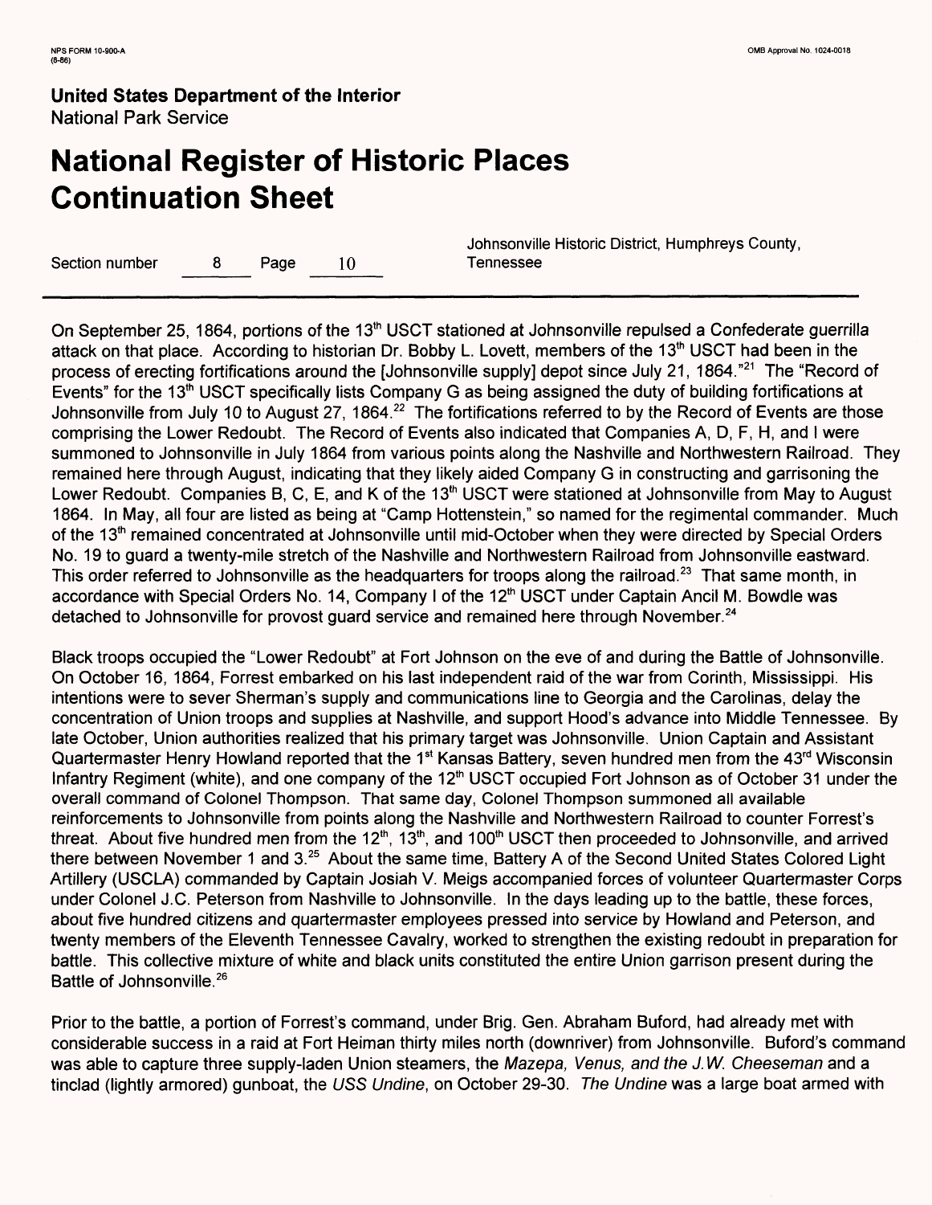On September 25, 1864, portions of the 13th USCT stationed at Johnsonville repulsed a Confederate guerrilla attack on that place. According to historian Dr. Bobby L. Lovett, members of the 13th USCT had been in the process of erecting fortifications around the [Johnsonville supply] depot since July 21, 1864."[21] The "Record of Events" for the 13th USCT specifically lists Company G as being assigned the duty of building fortifications at Johnsonville from July 10 to August 27, 1864.[22] The fortifications referred to by the Record of Events are those comprising the Lower Redoubt. The Record of Events also indicated that Companies A, D, F, H, and I were summoned to Johnsonville in July 1864 from various points along the Nashville and Northwestern Railroad. They remained here through August, indicating that they likely aided Company G in constructing and garrisoning the Lower Redoubt. Companies B, C, E, and K of the 13th USCT were stationed at Johnsonville from May to August 1864. In May, all four are listed as being at "Camp Hottenstein," so named for the regimental commander. Much of the 13th remained concentrated at Johnsonville until mid-October when they were directed by Special Orders No. 19 to guard a twenty-mile stretch of the Nashville and Northwestern Railroad from Johnsonville eastward. This order referred to Johnsonville as the headquarters for troops along the railroad.[23] That same month, in accordance with Special Orders No. 14, Company I of the 12th USCT under Captain Ancil M. Bowdle was detached to Johnsonville for provost guard service and remained here through November.[24]

Black troops occupied the "Lower Redoubt" at Fort Johnson on the eve of and during the Battle of Johnsonville. On October 16, 1864, Forrest embarked on his last independent raid of the war from Corinth, Mississippi. His intentions were to sever Sherman's supply and communications line to Georgia and the Carolinas, delay the concentration of Union troops and supplies at Nashville, and support Hood's advance into Middle Tennessee. By late October, Union authorities realized that his primary target was Johnsonville. Union Captain and Assistant Quartermaster Henry Howland reported that the 1st Kansas Battery, seven hundred men from the 43rd Wisconsin Infantry Regiment (white), and one company of the 12th USCT occupied Fort Johnson as of October 31 under the overall command of Colonel Thompson. That same day, Colonel Thompson summoned all available reinforcements to Johnsonville from points along the Nashville and Northwestern Railroad to counter Forrest's threat. About five hundred men from the 12th, 13th, and 100th USCT then proceeded to Johnsonville, and arrived there between November 1 and 3.[25] About the same time, Battery A of the Second United States Colored Light Artillery (USCLA) commanded by Captain Josiah V. Meigs accompanied forces of volunteer Quartermaster Corps under Colonel J.C. Peterson from Nashville to Johnsonville. In the days leading up to the battle, these forces, about five hundred citizens and quartermaster employees pressed into service by Howland and Peterson, and twenty members of the Eleventh Tennessee Cavalry, worked to strengthen the existing redoubt in preparation for battle. This collective mixture of white and black units constituted the entire Union garrison present during the Battle of Johnsonville.[26]

Prior to the battle, a portion of Forrest's command, under Brig. Gen. Abraham Buford, had already met with considerable success in a raid at Fort Heiman thirty miles north (downriver) from Johnsonville. Buford's command was able to capture three supply-laden Union steamers, the *Mazepa, Venus, and the J.W. Cheeseman* and a tinclad (lightly armored) gunboat, the *USS Undine*, on October 29-30. *The Undine* was a large boat armed with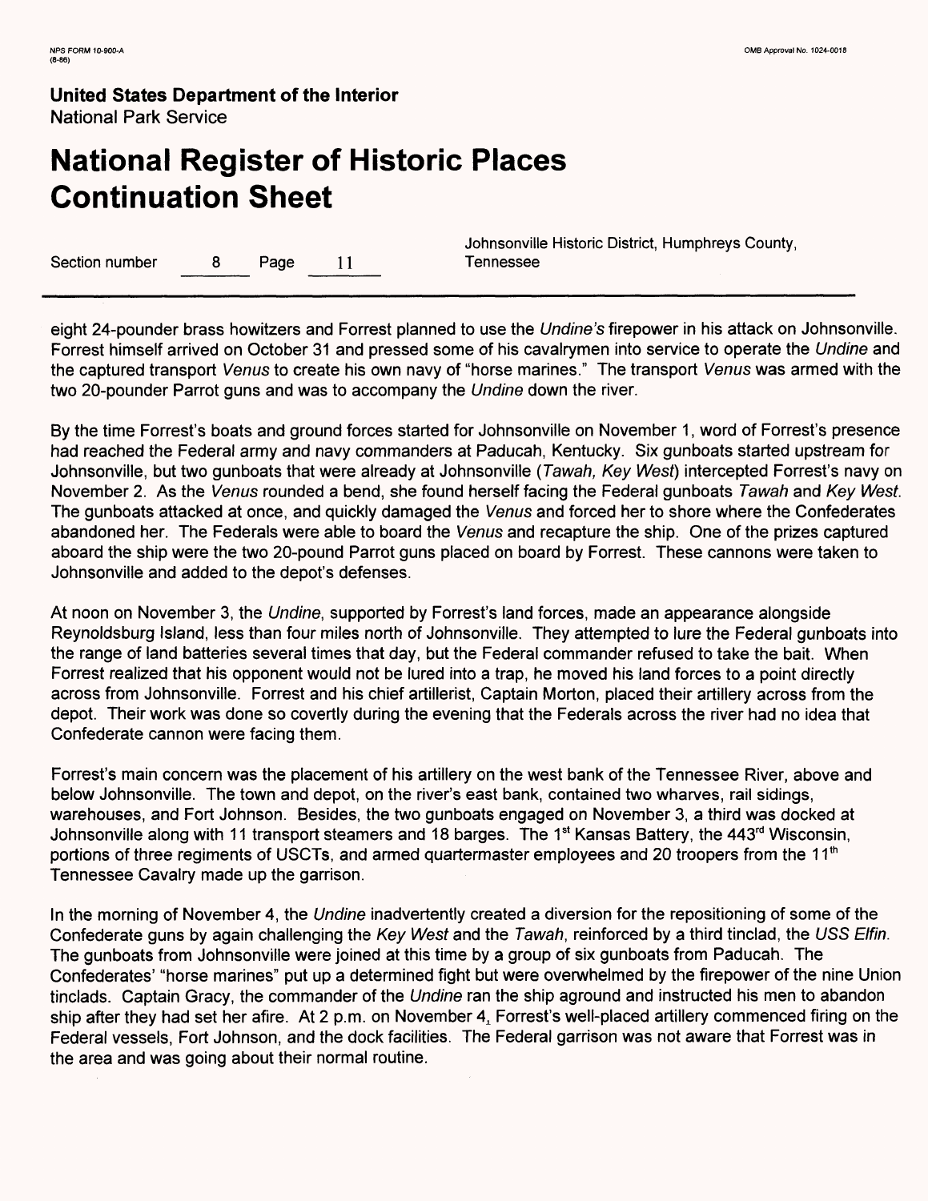eight 24-pounder brass howitzers and Forrest planned to use the *Undine's* firepower in his attack on Johnsonville. Forrest himself arrived on October 31 and pressed some of his cavalrymen into service to operate the *Undine* and the captured transport *Venus* to create his own navy of "horse marines." The transport *Venus* was armed with the two 20-pounder Parrot guns and was to accompany the *Undine* down the river.

By the time Forrest's boats and ground forces started for Johnsonville on November 1, word of Forrest's presence had reached the Federal army and navy commanders at Paducah, Kentucky. Six gunboats started upstream for Johnsonville, but two gunboats that were already at Johnsonville (*Tawah, Key West*) intercepted Forrest's navy on November 2. As the *Venus* rounded a bend, she found herself facing the Federal gunboats *Tawah* and *Key West*. The gunboats attacked at once, and quickly damaged the *Venus* and forced her to shore where the Confederates abandoned her. The Federals were able to board the *Venus* and recapture the ship. One of the prizes captured aboard the ship were the two 20-pound Parrot guns placed on board by Forrest. These cannons were taken to Johnsonville and added to the depot's defenses.

At noon on November 3, the *Undine*, supported by Forrest's land forces, made an appearance alongside Reynoldsburg Island, less than four miles north of Johnsonville. They attempted to lure the Federal gunboats into the range of land batteries several times that day, but the Federal commander refused to take the bait. When Forrest realized that his opponent would not be lured into a trap, he moved his land forces to a point directly across from Johnsonville. Forrest and his chief artillerist, Captain Morton, placed their artillery across from the depot. Their work was done so covertly during the evening that the Federals across the river had no idea that Confederate cannon were facing them.

Forrest's main concern was the placement of his artillery on the west bank of the Tennessee River, above and below Johnsonville. The town and depot, on the river's east bank, contained two wharves, rail sidings, warehouses, and Fort Johnson. Besides, the two gunboats engaged on November 3, a third was docked at Johnsonville along with 11 transport steamers and 18 barges. The 1st Kansas Battery, the 443rd Wisconsin, portions of three regiments of USCTs, and armed quartermaster employees and 20 troopers from the 11th Tennessee Cavalry made up the garrison.

In the morning of November 4, the *Undine* inadvertently created a diversion for the repositioning of some of the Confederate guns by again challenging the *Key West* and the *Tawah*, reinforced by a third tinclad, the *USS Elfin*. The gunboats from Johnsonville were joined at this time by a group of six gunboats from Paducah. The Confederates' "horse marines" put up a determined fight but were overwhelmed by the firepower of the nine Union tinclads. Captain Gracy, the commander of the *Undine* ran the ship aground and instructed his men to abandon ship after they had set her afire. At 2 p.m. on November 4, Forrest's well-placed artillery commenced firing on the Federal vessels, Fort Johnson, and the dock facilities. The Federal garrison was not aware that Forrest was in the area and was going about their normal routine.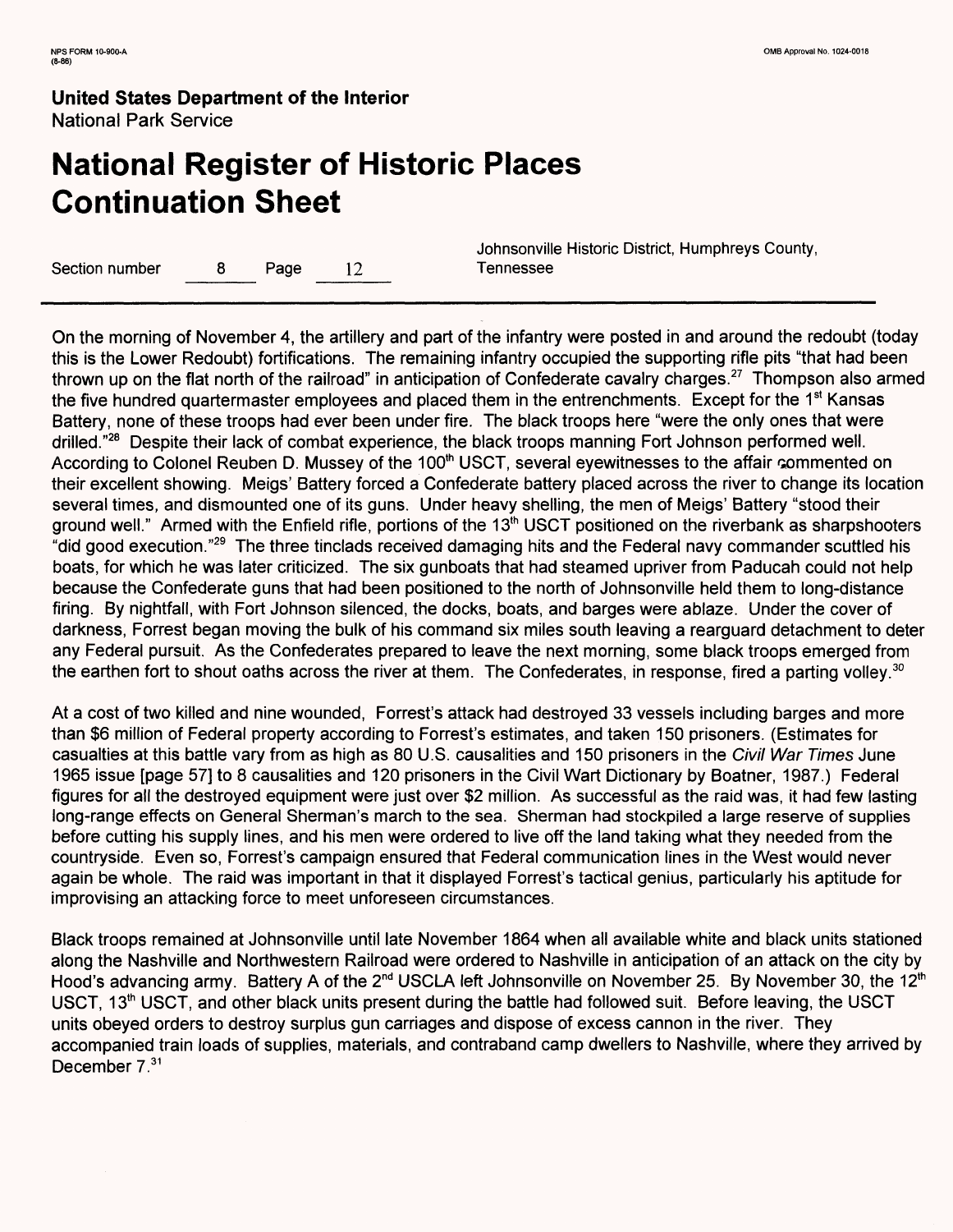On the morning of November 4, the artillery and part of the infantry were posted in and around the redoubt (today this is the Lower Redoubt) fortifications. The remaining infantry occupied the supporting rifle pits "that had been thrown up on the flat north of the railroad" in anticipation of Confederate cavalry charges.[27] Thompson also armed the five hundred quartermaster employees and placed them in the entrenchments. Except for the 1st Kansas Battery, none of these troops had ever been under fire. The black troops here "were the only ones that were drilled."[28] Despite their lack of combat experience, the black troops manning Fort Johnson performed well. According to Colonel Reuben D. Mussey of the 100th USCT, several eyewitnesses to the affair commented on their excellent showing. Meigs' Battery forced a Confederate battery placed across the river to change its location several times, and dismounted one of its guns. Under heavy shelling, the men of Meigs' Battery "stood their ground well." Armed with the Enfield rifle, portions of the 13th USCT positioned on the riverbank as sharpshooters "did good execution."[29] The three tinclads received damaging hits and the Federal navy commander scuttled his boats, for which he was later criticized. The six gunboats that had steamed upriver from Paducah could not help because the Confederate guns that had been positioned to the north of Johnsonville held them to long-distance firing. By nightfall, with Fort Johnson silenced, the docks, boats, and barges were ablaze. Under the cover of darkness, Forrest began moving the bulk of his command six miles south leaving a rearguard detachment to deter any Federal pursuit. As the Confederates prepared to leave the next morning, some black troops emerged from the earthen fort to shout oaths across the river at them. The Confederates, in response, fired a parting volley.[30]

At a cost of two killed and nine wounded, Forrest's attack had destroyed 33 vessels including barges and more than $6 million of Federal property according to Forrest's estimates, and taken 150 prisoners. (Estimates for casualties at this battle vary from as high as 80 U.S. causalities and 150 prisoners in the *Civil War Times* June 1965 issue [page 57] to 8 causalities and 120 prisoners in the Civil Wart Dictionary by Boatner, 1987.) Federal figures for all the destroyed equipment were just over $2 million. As successful as the raid was, it had few lasting long-range effects on General Sherman's march to the sea. Sherman had stockpiled a large reserve of supplies before cutting his supply lines, and his men were ordered to live off the land taking what they needed from the countryside. Even so, Forrest's campaign ensured that Federal communication lines in the West would never again be whole. The raid was important in that it displayed Forrest's tactical genius, particularly his aptitude for improvising an attacking force to meet unforeseen circumstances.

Black troops remained at Johnsonville until late November 1864 when all available white and black units stationed along the Nashville and Northwestern Railroad were ordered to Nashville in anticipation of an attack on the city by Hood's advancing army. Battery A of the 2nd USCLA left Johnsonville on November 25. By November 30, the 12th USCT, 13th USCT, and other black units present during the battle had followed suit. Before leaving, the USCT units obeyed orders to destroy surplus gun carriages and dispose of excess cannon in the river. They accompanied train loads of supplies, materials, and contraband camp dwellers to Nashville, where they arrived by December 7.[31]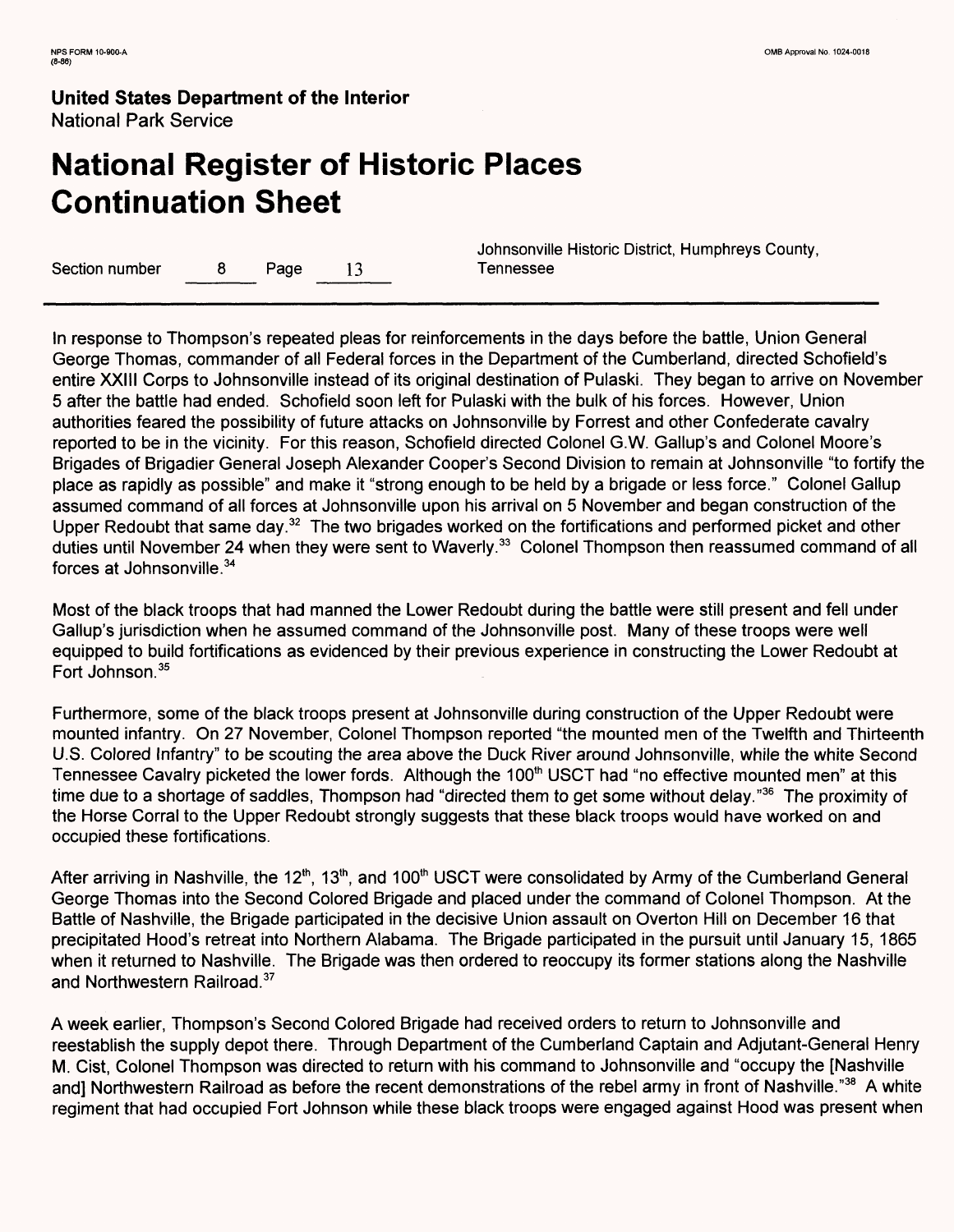In response to Thompson's repeated pleas for reinforcements in the days before the battle, Union General George Thomas, commander of all Federal forces in the Department of the Cumberland, directed Schofield's entire XXIII Corps to Johnsonville instead of its original destination of Pulaski. They began to arrive on November 5 after the battle had ended. Schofield soon left for Pulaski with the bulk of his forces. However, Union authorities feared the possibility of future attacks on Johnsonville by Forrest and other Confederate cavalry reported to be in the vicinity. For this reason, Schofield directed Colonel G.W. Gallup's and Colonel Moore's Brigades of Brigadier General Joseph Alexander Cooper's Second Division to remain at Johnsonville "to fortify the place as rapidly as possible" and make it "strong enough to be held by a brigade or less force." Colonel Gallup assumed command of all forces at Johnsonville upon his arrival on 5 November and began construction of the Upper Redoubt that same day.[32] The two brigades worked on the fortifications and performed picket and other duties until November 24 when they were sent to Waverly.[33] Colonel Thompson then reassumed command of all forces at Johnsonville.[34]

Most of the black troops that had manned the Lower Redoubt during the battle were still present and fell under Gallup's jurisdiction when he assumed command of the Johnsonville post. Many of these troops were well equipped to build fortifications as evidenced by their previous experience in constructing the Lower Redoubt at Fort Johnson.[35]

Furthermore, some of the black troops present at Johnsonville during construction of the Upper Redoubt were mounted infantry. On 27 November, Colonel Thompson reported "the mounted men of the Twelfth and Thirteenth U.S. Colored Infantry" to be scouting the area above the Duck River around Johnsonville, while the white Second Tennessee Cavalry picketed the lower fords. Although the 100th USCT had "no effective mounted men" at this time due to a shortage of saddles, Thompson had "directed them to get some without delay."[36] The proximity of the Horse Corral to the Upper Redoubt strongly suggests that these black troops would have worked on and occupied these fortifications.

After arriving in Nashville, the 12th, 13th, and 100th USCT were consolidated by Army of the Cumberland General George Thomas into the Second Colored Brigade and placed under the command of Colonel Thompson. At the Battle of Nashville, the Brigade participated in the decisive Union assault on Overton Hill on December 16 that precipitated Hood's retreat into Northern Alabama. The Brigade participated in the pursuit until January 15, 1865 when it returned to Nashville. The Brigade was then ordered to reoccupy its former stations along the Nashville and Northwestern Railroad.[37]

A week earlier, Thompson's Second Colored Brigade had received orders to return to Johnsonville and reestablish the supply depot there. Through Department of the Cumberland Captain and Adjutant-General Henry M. Cist, Colonel Thompson was directed to return with his command to Johnsonville and "occupy the [Nashville and] Northwestern Railroad as before the recent demonstrations of the rebel army in front of Nashville."[38] A white regiment that had occupied Fort Johnson while these black troops were engaged against Hood was present when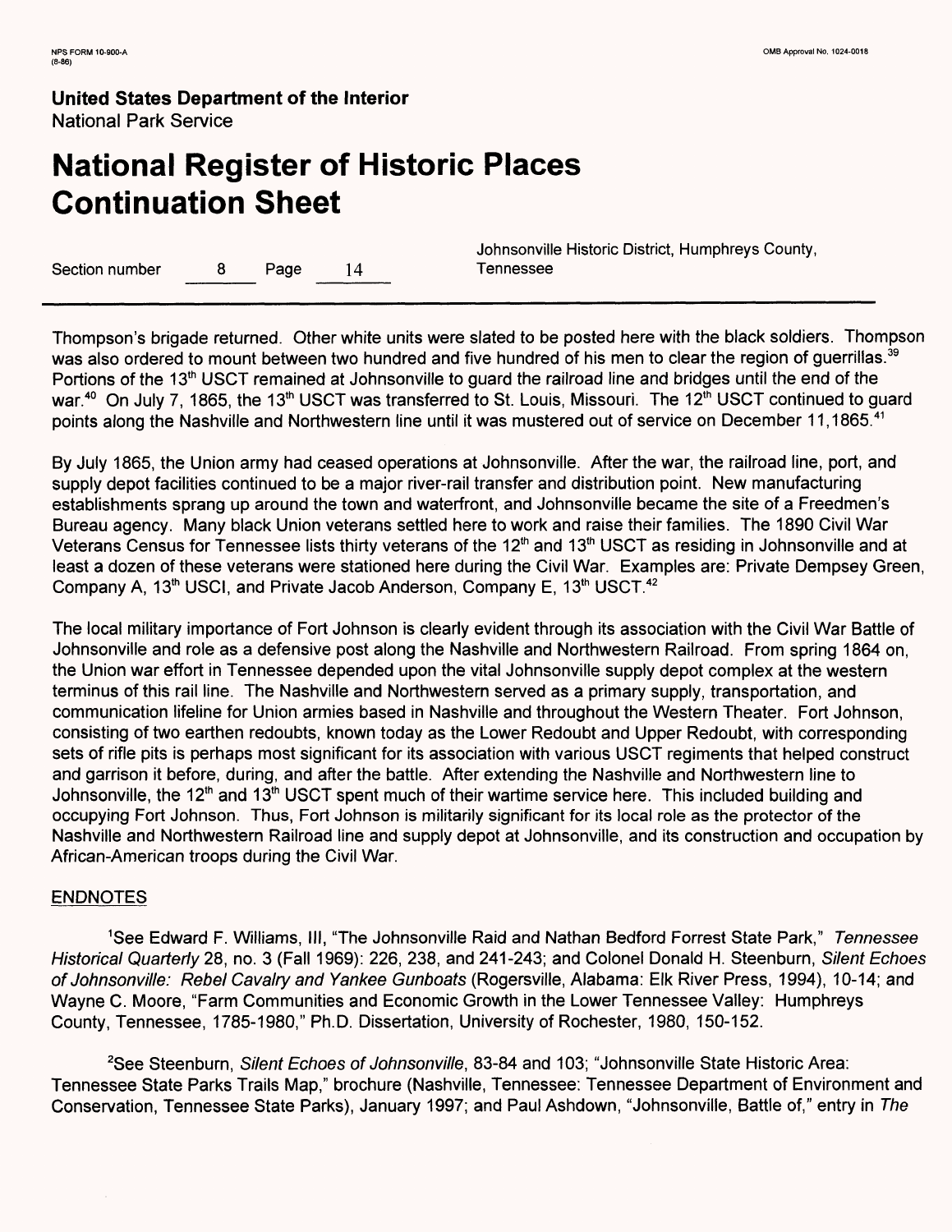Thompson's brigade returned. Other white units were slated to be posted here with the black soldiers. Thompson was also ordered to mount between two hundred and five hundred of his men to clear the region of guerrillas.[39] Portions of the 13th USCT remained at Johnsonville to guard the railroad line and bridges until the end of the war.[40] On July 7, 1865, the 13th USCT was transferred to St. Louis, Missouri. The 12th USCT continued to guard points along the Nashville and Northwestern line until it was mustered out of service on December 11,1865.[41]

By July 1865, the Union army had ceased operations at Johnsonville. After the war, the railroad line, port, and supply depot facilities continued to be a major river-rail transfer and distribution point. New manufacturing establishments sprang up around the town and waterfront, and Johnsonville became the site of a Freedmen's Bureau agency. Many black Union veterans settled here to work and raise their families. The 1890 Civil War Veterans Census for Tennessee lists thirty veterans of the 12th and 13th USCT as residing in Johnsonville and at least a dozen of these veterans were stationed here during the Civil War. Examples are: Private Dempsey Green, Company A, 13th USCI, and Private Jacob Anderson, Company E, 13th USCT.[42]

The local military importance of Fort Johnson is clearly evident through its association with the Civil War Battle of Johnsonville and role as a defensive post along the Nashville and Northwestern Railroad. From spring 1864 on, the Union war effort in Tennessee depended upon the vital Johnsonville supply depot complex at the western terminus of this rail line. The Nashville and Northwestern served as a primary supply, transportation, and communication lifeline for Union armies based in Nashville and throughout the Western Theater. Fort Johnson, consisting of two earthen redoubts, known today as the Lower Redoubt and Upper Redoubt, with corresponding sets of rifle pits is perhaps most significant for its association with various USCT regiments that helped construct and garrison it before, during, and after the battle. After extending the Nashville and Northwestern line to Johnsonville, the 12th and 13th USCT spent much of their wartime service here. This included building and occupying Fort Johnson. Thus, Fort Johnson is militarily significant for its local role as the protector of the Nashville and Northwestern Railroad line and supply depot at Johnsonville, and its construction and occupation by African-American troops during the Civil War.

## ENDNOTES

[1]See Edward F. Williams, III, "The Johnsonville Raid and Nathan Bedford Forrest State Park," *Tennessee Historical Quarterly* 28, no. 3 (Fall 1969): 226, 238, and 241-243; and Colonel Donald H. Steenburn, *Silent Echoes of Johnsonville: Rebel Cavalry and Yankee Gunboats* (Rogersville, Alabama: Elk River Press, 1994), 10-14; and Wayne C. Moore, "Farm Communities and Economic Growth in the Lower Tennessee Valley: Humphreys County, Tennessee, 1785-1980," Ph.D. Dissertation, University of Rochester, 1980, 150-152.

[2]See Steenburn, *Silent Echoes of Johnsonville*, 83-84 and 103; "Johnsonville State Historic Area: Tennessee State Parks Trails Map," brochure (Nashville, Tennessee: Tennessee Department of Environment and Conservation, Tennessee State Parks), January 1997; and Paul Ashdown, "Johnsonville, Battle of," entry in *The*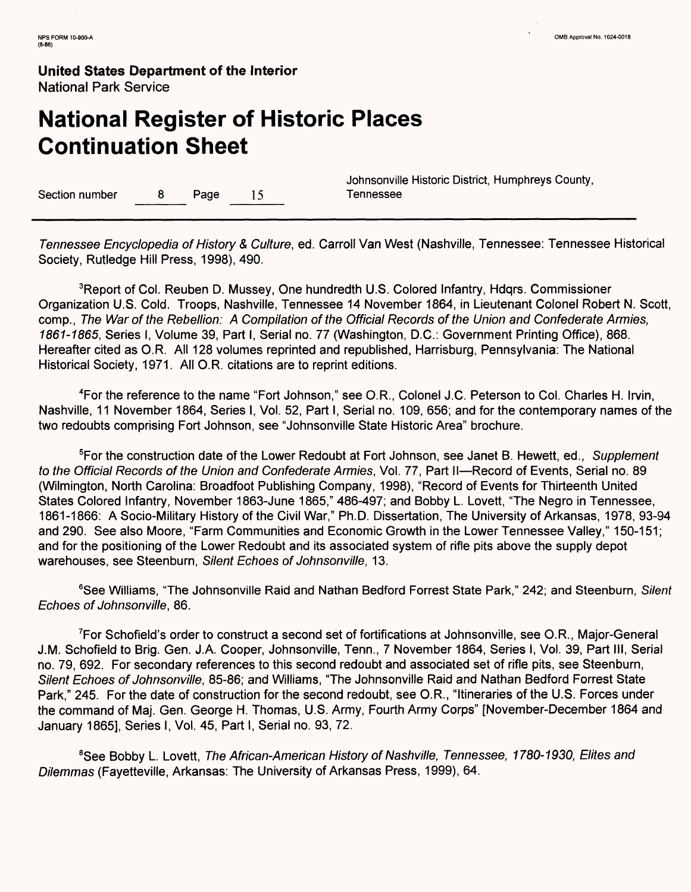*Tennessee Encyclopedia of History & Culture*, ed. Carroll Van West (Nashville, Tennessee: Tennessee Historical Society, Rutledge Hill Press, 1998), 490.

[3]Report of Col. Reuben D. Mussey, One hundredth U.S. Colored Infantry, Hdqrs. Commissioner Organization U.S. Cold. Troops, Nashville, Tennessee 14 November 1864, in Lieutenant Colonel Robert N. Scott, comp., *The War of the Rebellion: A Compilation of the Official Records of the Union and Confederate Armies, 1861-1865*, Series I, Volume 39, Part I, Serial no. 77 (Washington, D.C.: Government Printing Office), 868. Hereafter cited as O.R. All 128 volumes reprinted and republished, Harrisburg, Pennsylvania: The National Historical Society, 1971. All O.R. citations are to reprint editions.

[4]For the reference to the name "Fort Johnson," see O.R., Colonel J.C. Peterson to Col. Charles H. Irvin, Nashville, 11 November 1864, Series I, Vol. 52, Part I, Serial no. 109, 656; and for the contemporary names of the two redoubts comprising Fort Johnson, see "Johnsonville State Historic Area" brochure.

[5]For the construction date of the Lower Redoubt at Fort Johnson, see Janet B. Hewett, ed., *Supplement to the Official Records of the Union and Confederate Armies*, Vol. 77, Part II—Record of Events, Serial no. 89 (Wilmington, North Carolina: Broadfoot Publishing Company, 1998), "Record of Events for Thirteenth United States Colored Infantry, November 1863-June 1865," 486-497; and Bobby L. Lovett, "The Negro in Tennessee, 1861-1866: A Socio-Military History of the Civil War," Ph.D. Dissertation, The University of Arkansas, 1978, 93-94 and 290. See also Moore, "Farm Communities and Economic Growth in the Lower Tennessee Valley," 150-151; and for the positioning of the Lower Redoubt and its associated system of rifle pits above the supply depot warehouses, see Steenburn, *Silent Echoes of Johnsonville*, 13.

[6]See Williams, "The Johnsonville Raid and Nathan Bedford Forrest State Park," 242; and Steenburn, *Silent Echoes of Johnsonville*, 86.

[7]For Schofield's order to construct a second set of fortifications at Johnsonville, see O.R., Major-General J.M. Schofield to Brig. Gen. J.A. Cooper, Johnsonville, Tenn., 7 November 1864, Series I, Vol. 39, Part III, Serial no. 79, 692. For secondary references to this second redoubt and associated set of rifle pits, see Steenburn, *Silent Echoes of Johnsonville*, 85-86; and Williams, "The Johnsonville Raid and Nathan Bedford Forrest State Park," 245. For the date of construction for the second redoubt, see O.R., "Itineraries of the U.S. Forces under the command of Maj. Gen. George H. Thomas, U.S. Army, Fourth Army Corps" [November-December 1864 and January 1865], Series I, Vol. 45, Part I, Serial no. 93, 72.

[8]See Bobby L. Lovett, *The African-American History of Nashville, Tennessee, 1780-1930, Elites and Dilemmas* (Fayetteville, Arkansas: The University of Arkansas Press, 1999), 64.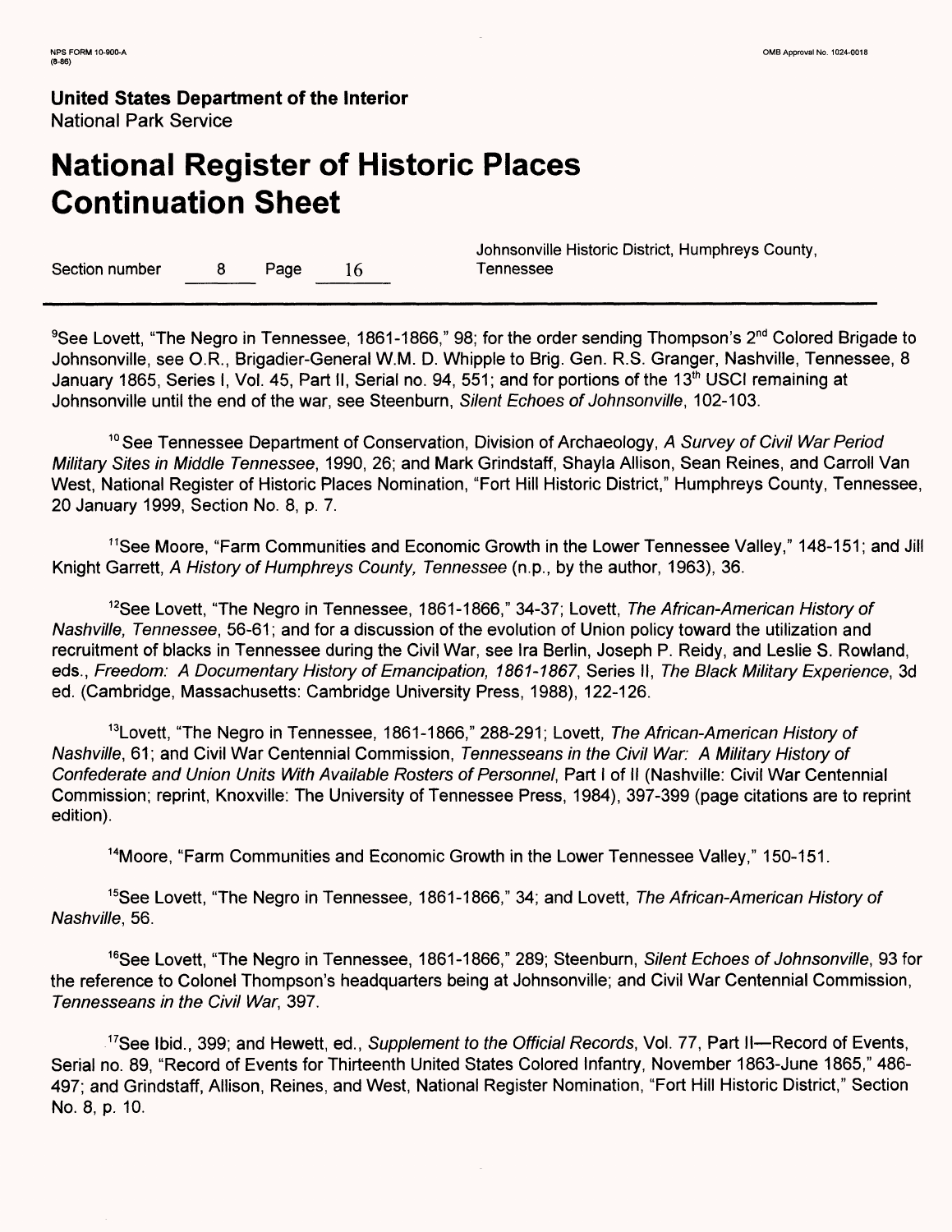**United States Department of the Interior**
National Park Service

# National Register of Historic Places Continuation Sheet

Section number 8 Page 16

Johnsonville Historic District, Humphreys County, Tennessee

---

[9]See Lovett, "The Negro in Tennessee, 1861-1866," 98; for the order sending Thompson's 2nd Colored Brigade to Johnsonville, see O.R., Brigadier-General W.M. D. Whipple to Brig. Gen. R.S. Granger, Nashville, Tennessee, 8 January 1865, Series I, Vol. 45, Part II, Serial no. 94, 551; and for portions of the 13th USCI remaining at Johnsonville until the end of the war, see Steenburn, *Silent Echoes of Johnsonville*, 102-103.

[10] See Tennessee Department of Conservation, Division of Archaeology, *A Survey of Civil War Period Military Sites in Middle Tennessee*, 1990, 26; and Mark Grindstaff, Shayla Allison, Sean Reines, and Carroll Van West, National Register of Historic Places Nomination, "Fort Hill Historic District," Humphreys County, Tennessee, 20 January 1999, Section No. 8, p. 7.

[11]See Moore, "Farm Communities and Economic Growth in the Lower Tennessee Valley," 148-151; and Jill Knight Garrett, *A History of Humphreys County, Tennessee* (n.p., by the author, 1963), 36.

[12]See Lovett, "The Negro in Tennessee, 1861-1866," 34-37; Lovett, *The African-American History of Nashville, Tennessee*, 56-61; and for a discussion of the evolution of Union policy toward the utilization and recruitment of blacks in Tennessee during the Civil War, see Ira Berlin, Joseph P. Reidy, and Leslie S. Rowland, eds., *Freedom: A Documentary History of Emancipation, 1861-1867*, Series II, *The Black Military Experience*, 3d ed. (Cambridge, Massachusetts: Cambridge University Press, 1988), 122-126.

[13]Lovett, "The Negro in Tennessee, 1861-1866," 288-291; Lovett, *The African-American History of Nashville*, 61; and Civil War Centennial Commission, *Tennesseans in the Civil War: A Military History of Confederate and Union Units With Available Rosters of Personnel*, Part I of II (Nashville: Civil War Centennial Commission; reprint, Knoxville: The University of Tennessee Press, 1984), 397-399 (page citations are to reprint edition).

[14]Moore, "Farm Communities and Economic Growth in the Lower Tennessee Valley," 150-151.

[15]See Lovett, "The Negro in Tennessee, 1861-1866," 34; and Lovett, *The African-American History of Nashville*, 56.

[16]See Lovett, "The Negro in Tennessee, 1861-1866," 289; Steenburn, *Silent Echoes of Johnsonville*, 93 for the reference to Colonel Thompson's headquarters being at Johnsonville; and Civil War Centennial Commission, *Tennesseans in the Civil War*, 397.

[17]See Ibid., 399; and Hewett, ed., *Supplement to the Official Records*, Vol. 77, Part II—Record of Events, Serial no. 89, "Record of Events for Thirteenth United States Colored Infantry, November 1863-June 1865," 486-497; and Grindstaff, Allison, Reines, and West, National Register Nomination, "Fort Hill Historic District," Section No. 8, p. 10.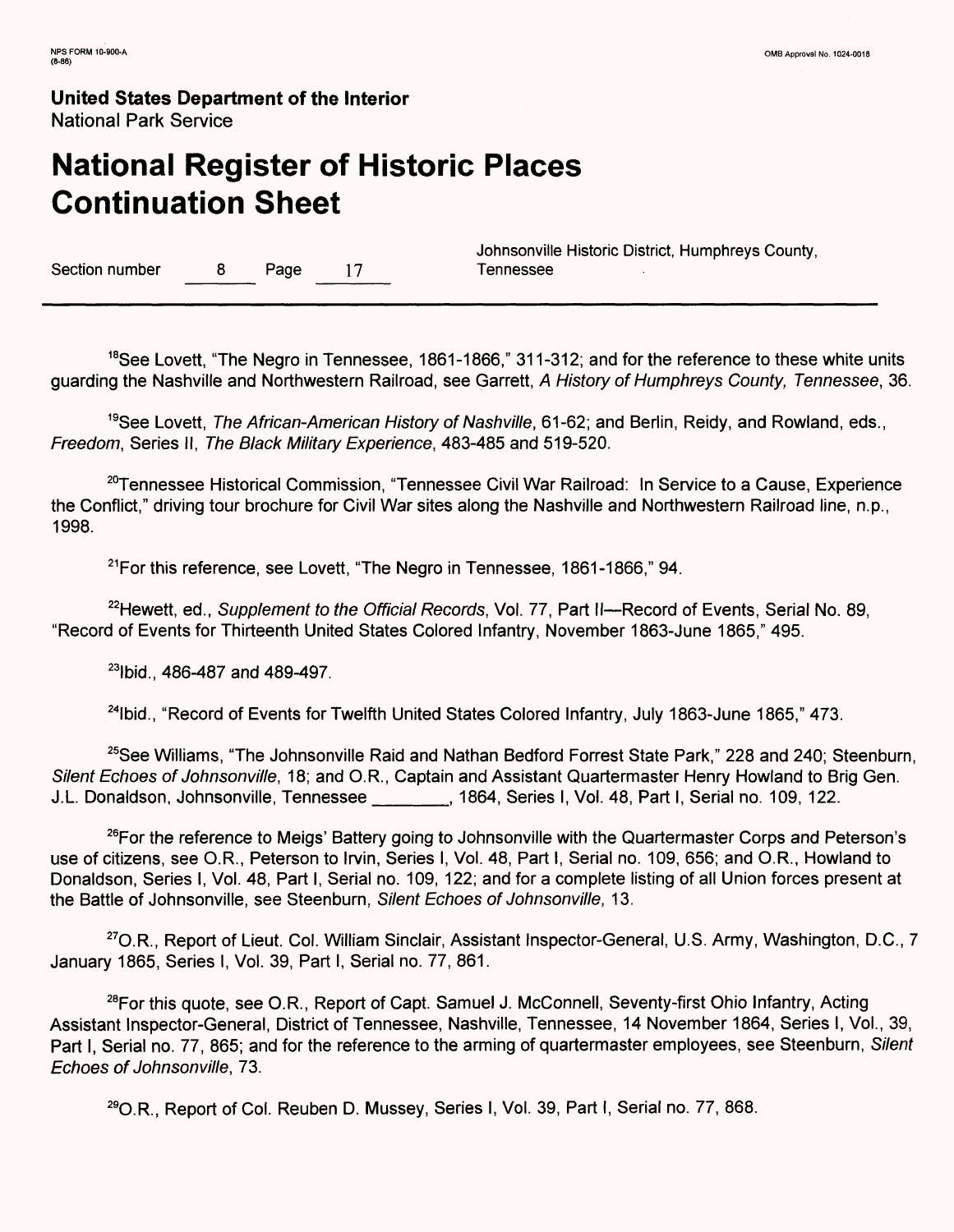[18]See Lovett, "The Negro in Tennessee, 1861-1866," 311-312; and for the reference to these white units guarding the Nashville and Northwestern Railroad, see Garrett, *A History of Humphreys County, Tennessee*, 36.

[19]See Lovett, *The African-American History of Nashville*, 61-62; and Berlin, Reidy, and Rowland, eds., *Freedom*, Series II, *The Black Military Experience*, 483-485 and 519-520.

[20]Tennessee Historical Commission, "Tennessee Civil War Railroad: In Service to a Cause, Experience the Conflict," driving tour brochure for Civil War sites along the Nashville and Northwestern Railroad line, n.p., 1998.

[21]For this reference, see Lovett, "The Negro in Tennessee, 1861-1866," 94.

[22]Hewett, ed., *Supplement to the Official Records*, Vol. 77, Part II—Record of Events, Serial No. 89, "Record of Events for Thirteenth United States Colored Infantry, November 1863-June 1865," 495.

[23]Ibid., 486-487 and 489-497.

[24]Ibid., "Record of Events for Twelfth United States Colored Infantry, July 1863-June 1865," 473.

[25]See Williams, "The Johnsonville Raid and Nathan Bedford Forrest State Park," 228 and 240; Steenburn, *Silent Echoes of Johnsonville*, 18; and O.R., Captain and Assistant Quartermaster Henry Howland to Brig Gen. J.L. Donaldson, Johnsonville, Tennessee ________, 1864, Series I, Vol. 48, Part I, Serial no. 109, 122.

[26]For the reference to Meigs' Battery going to Johnsonville with the Quartermaster Corps and Peterson's use of citizens, see O.R., Peterson to Irvin, Series I, Vol. 48, Part I, Serial no. 109, 656; and O.R., Howland to Donaldson, Series I, Vol. 48, Part I, Serial no. 109, 122; and for a complete listing of all Union forces present at the Battle of Johnsonville, see Steenburn, *Silent Echoes of Johnsonville*, 13.

[27]O.R., Report of Lieut. Col. William Sinclair, Assistant Inspector-General, U.S. Army, Washington, D.C., 7 January 1865, Series I, Vol. 39, Part I, Serial no. 77, 861.

[28]For this quote, see O.R., Report of Capt. Samuel J. McConnell, Seventy-first Ohio Infantry, Acting Assistant Inspector-General, District of Tennessee, Nashville, Tennessee, 14 November 1864, Series I, Vol., 39, Part I, Serial no. 77, 865; and for the reference to the arming of quartermaster employees, see Steenburn, *Silent Echoes of Johnsonville*, 73.

[29]O.R., Report of Col. Reuben D. Mussey, Series I, Vol. 39, Part I, Serial no. 77, 868.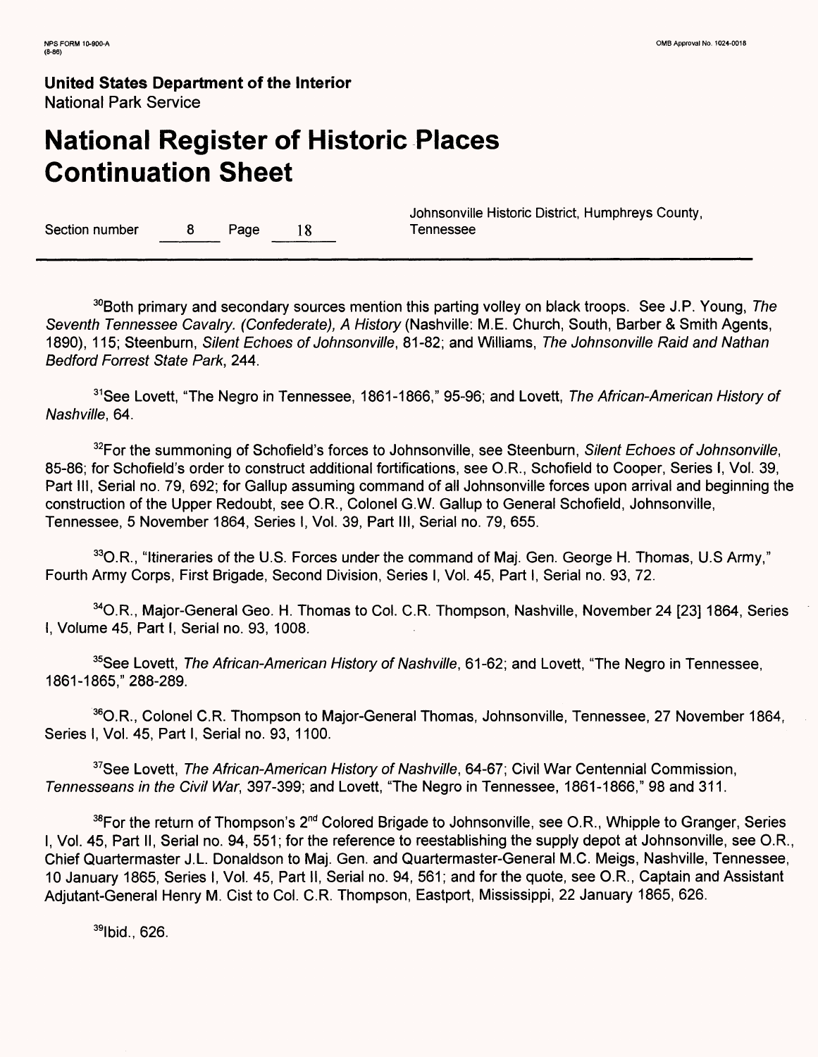[30]Both primary and secondary sources mention this parting volley on black troops. See J.P. Young, *The Seventh Tennessee Cavalry. (Confederate), A History* (Nashville: M.E. Church, South, Barber & Smith Agents, 1890), 115; Steenburn, *Silent Echoes of Johnsonville*, 81-82; and Williams, *The Johnsonville Raid and Nathan Bedford Forrest State Park*, 244.

[31]See Lovett, "The Negro in Tennessee, 1861-1866," 95-96; and Lovett, *The African-American History of Nashville*, 64.

[32]For the summoning of Schofield's forces to Johnsonville, see Steenburn, *Silent Echoes of Johnsonville*, 85-86; for Schofield's order to construct additional fortifications, see O.R., Schofield to Cooper, Series I, Vol. 39, Part III, Serial no. 79, 692; for Gallup assuming command of all Johnsonville forces upon arrival and beginning the construction of the Upper Redoubt, see O.R., Colonel G.W. Gallup to General Schofield, Johnsonville, Tennessee, 5 November 1864, Series I, Vol. 39, Part III, Serial no. 79, 655.

[33]O.R., "Itineraries of the U.S. Forces under the command of Maj. Gen. George H. Thomas, U.S Army," Fourth Army Corps, First Brigade, Second Division, Series I, Vol. 45, Part I, Serial no. 93, 72.

[34]O.R., Major-General Geo. H. Thomas to Col. C.R. Thompson, Nashville, November 24 [23] 1864, Series I, Volume 45, Part I, Serial no. 93, 1008.

[35]See Lovett, *The African-American History of Nashville*, 61-62; and Lovett, "The Negro in Tennessee, 1861-1865," 288-289.

[36]O.R., Colonel C.R. Thompson to Major-General Thomas, Johnsonville, Tennessee, 27 November 1864, Series I, Vol. 45, Part I, Serial no. 93, 1100.

[37]See Lovett, *The African-American History of Nashville*, 64-67; Civil War Centennial Commission, *Tennesseans in the Civil War*, 397-399; and Lovett, "The Negro in Tennessee, 1861-1866," 98 and 311.

[38]For the return of Thompson's 2nd Colored Brigade to Johnsonville, see O.R., Whipple to Granger, Series I, Vol. 45, Part II, Serial no. 94, 551; for the reference to reestablishing the supply depot at Johnsonville, see O.R., Chief Quartermaster J.L. Donaldson to Maj. Gen. and Quartermaster-General M.C. Meigs, Nashville, Tennessee, 10 January 1865, Series I, Vol. 45, Part II, Serial no. 94, 561; and for the quote, see O.R., Captain and Assistant Adjutant-General Henry M. Cist to Col. C.R. Thompson, Eastport, Mississippi, 22 January 1865, 626.

[39]Ibid., 626.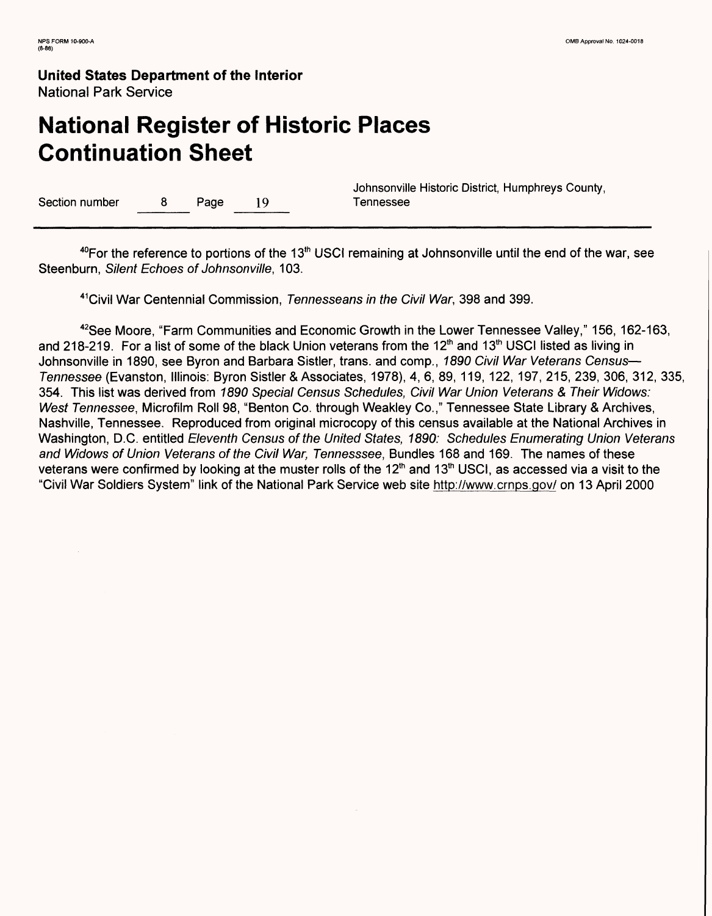[40]For the reference to portions of the 13th USCI remaining at Johnsonville until the end of the war, see Steenburn, *Silent Echoes of Johnsonville*, 103.

[41]Civil War Centennial Commission, *Tennesseans in the Civil War*, 398 and 399.

[42]See Moore, "Farm Communities and Economic Growth in the Lower Tennessee Valley," 156, 162-163, and 218-219. For a list of some of the black Union veterans from the 12th and 13th USCI listed as living in Johnsonville in 1890, see Byron and Barbara Sistler, trans. and comp., *1890 Civil War Veterans Census—Tennessee* (Evanston, Illinois: Byron Sistler & Associates, 1978), 4, 6, 89, 119, 122, 197, 215, 239, 306, 312, 335, 354. This list was derived from *1890 Special Census Schedules, Civil War Union Veterans & Their Widows: West Tennessee*, Microfilm Roll 98, "Benton Co. through Weakley Co.," Tennessee State Library & Archives, Nashville, Tennessee. Reproduced from original microcopy of this census available at the National Archives in Washington, D.C. entitled *Eleventh Census of the United States, 1890: Schedules Enumerating Union Veterans and Widows of Union Veterans of the Civil War, Tennesssee*, Bundles 168 and 169. The names of these veterans were confirmed by looking at the muster rolls of the 12th and 13th USCI, as accessed via a visit to the "Civil War Soldiers System" link of the National Park Service web site http://www.crnps.gov/ on 13 April 2000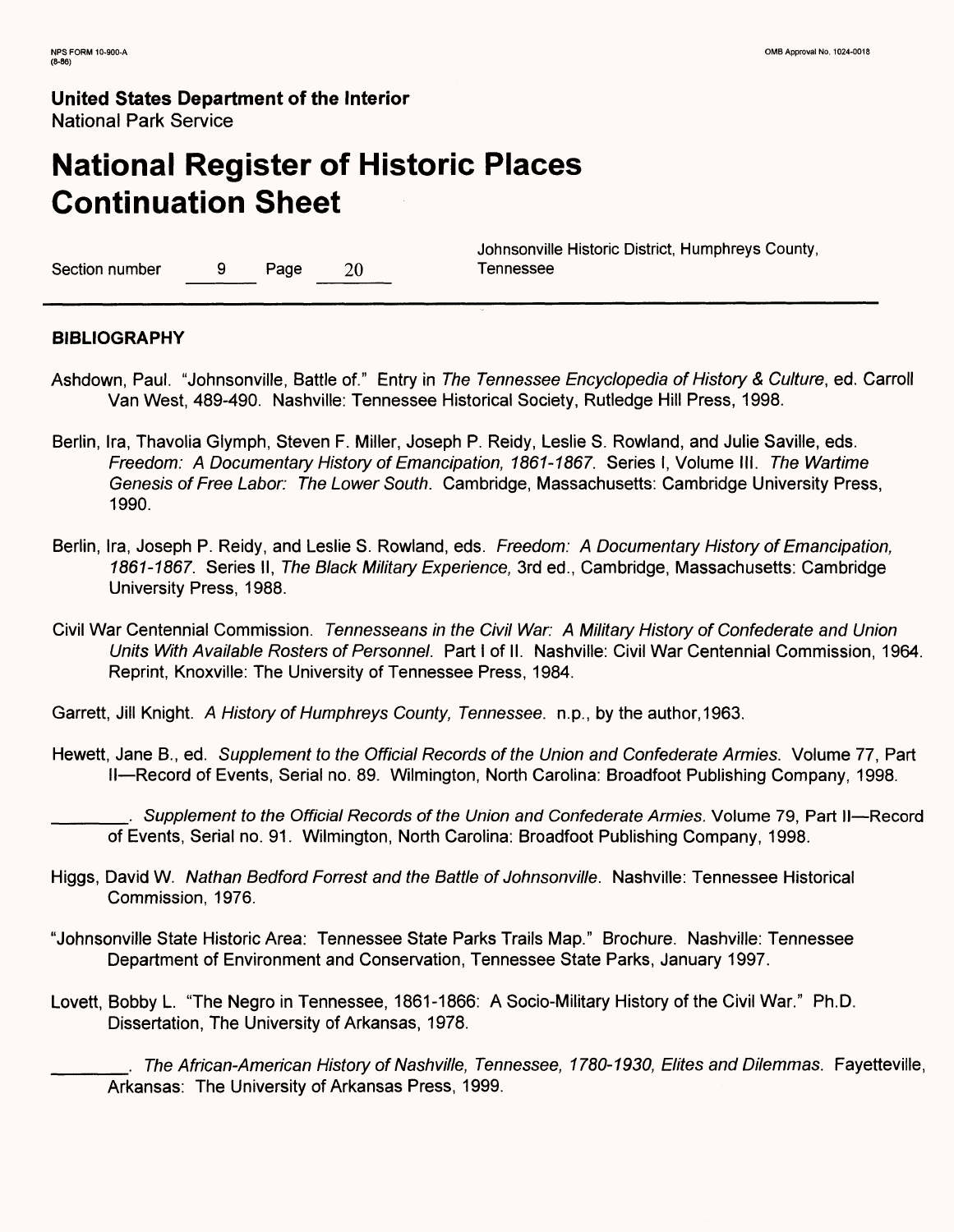**United States Department of the Interior**
National Park Service

# National Register of Historic Places Continuation Sheet

Section number 9 Page 20

Johnsonville Historic District, Humphreys County, Tennessee

## BIBLIOGRAPHY

Ashdown, Paul. "Johnsonville, Battle of." Entry in *The Tennessee Encyclopedia of History & Culture*, ed. Carroll Van West, 489-490. Nashville: Tennessee Historical Society, Rutledge Hill Press, 1998.

Berlin, Ira, Thavolia Glymph, Steven F. Miller, Joseph P. Reidy, Leslie S. Rowland, and Julie Saville, eds. *Freedom: A Documentary History of Emancipation, 1861-1867.* Series I, Volume III. *The Wartime Genesis of Free Labor: The Lower South*. Cambridge, Massachusetts: Cambridge University Press, 1990.

Berlin, Ira, Joseph P. Reidy, and Leslie S. Rowland, eds. *Freedom: A Documentary History of Emancipation, 1861-1867.* Series II, *The Black Military Experience,* 3rd ed., Cambridge, Massachusetts: Cambridge University Press, 1988.

Civil War Centennial Commission. *Tennesseans in the Civil War: A Military History of Confederate and Union Units With Available Rosters of Personnel.* Part I of II. Nashville: Civil War Centennial Commission, 1964. Reprint, Knoxville: The University of Tennessee Press, 1984.

Garrett, Jill Knight. *A History of Humphreys County, Tennessee.* n.p., by the author,1963.

Hewett, Jane B., ed. *Supplement to the Official Records of the Union and Confederate Armies.* Volume 77, Part II—Record of Events, Serial no. 89. Wilmington, North Carolina: Broadfoot Publishing Company, 1998.

________. *Supplement to the Official Records of the Union and Confederate Armies.* Volume 79, Part II—Record of Events, Serial no. 91. Wilmington, North Carolina: Broadfoot Publishing Company, 1998.

Higgs, David W. *Nathan Bedford Forrest and the Battle of Johnsonville.* Nashville: Tennessee Historical Commission, 1976.

"Johnsonville State Historic Area: Tennessee State Parks Trails Map." Brochure. Nashville: Tennessee Department of Environment and Conservation, Tennessee State Parks, January 1997.

Lovett, Bobby L. "The Negro in Tennessee, 1861-1866: A Socio-Military History of the Civil War." Ph.D. Dissertation, The University of Arkansas, 1978.

________. *The African-American History of Nashville, Tennessee, 1780-1930, Elites and Dilemmas.* Fayetteville, Arkansas: The University of Arkansas Press, 1999.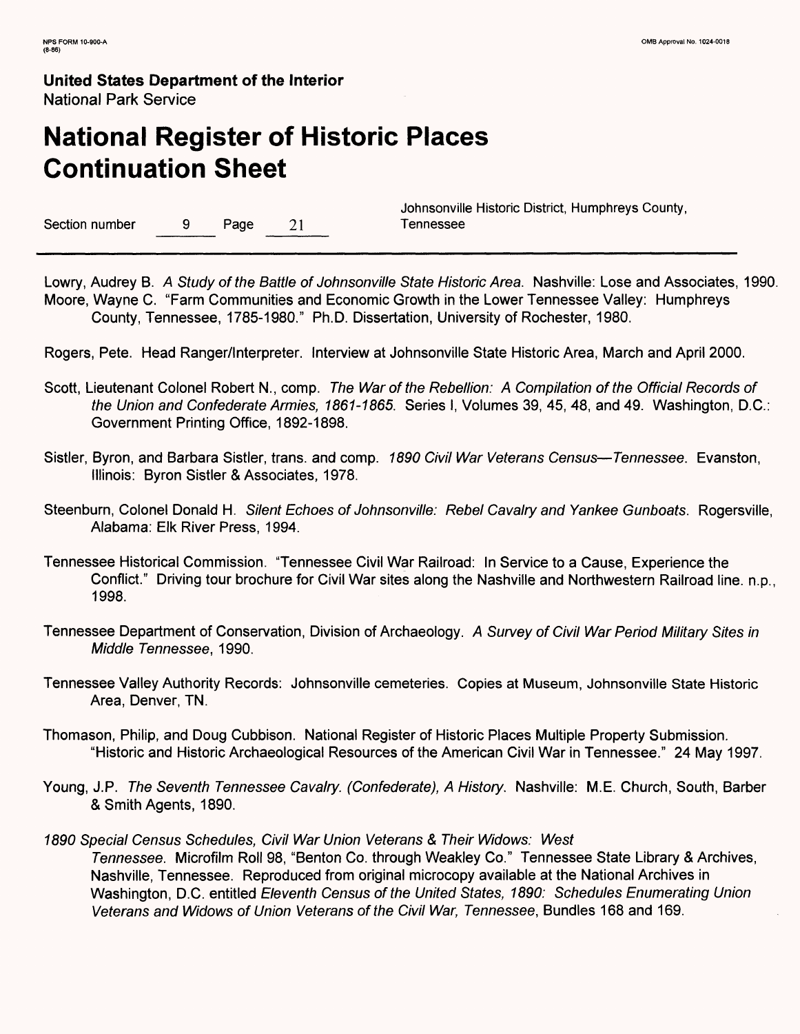Lowry, Audrey B. *A Study of the Battle of Johnsonville State Historic Area*. Nashville: Lose and Associates, 1990.

Moore, Wayne C. "Farm Communities and Economic Growth in the Lower Tennessee Valley: Humphreys County, Tennessee, 1785-1980." Ph.D. Dissertation, University of Rochester, 1980.

Rogers, Pete. Head Ranger/Interpreter. Interview at Johnsonville State Historic Area, March and April 2000.

Scott, Lieutenant Colonel Robert N., comp. *The War of the Rebellion: A Compilation of the Official Records of the Union and Confederate Armies, 1861-1865*. Series I, Volumes 39, 45, 48, and 49. Washington, D.C.: Government Printing Office, 1892-1898.

Sistler, Byron, and Barbara Sistler, trans. and comp. *1890 Civil War Veterans Census—Tennessee*. Evanston, Illinois: Byron Sistler & Associates, 1978.

Steenburn, Colonel Donald H. *Silent Echoes of Johnsonville: Rebel Cavalry and Yankee Gunboats*. Rogersville, Alabama: Elk River Press, 1994.

Tennessee Historical Commission. "Tennessee Civil War Railroad: In Service to a Cause, Experience the Conflict." Driving tour brochure for Civil War sites along the Nashville and Northwestern Railroad line. n.p., 1998.

Tennessee Department of Conservation, Division of Archaeology. *A Survey of Civil War Period Military Sites in Middle Tennessee*, 1990.

Tennessee Valley Authority Records: Johnsonville cemeteries. Copies at Museum, Johnsonville State Historic Area, Denver, TN.

Thomason, Philip, and Doug Cubbison. National Register of Historic Places Multiple Property Submission. "Historic and Historic Archaeological Resources of the American Civil War in Tennessee." 24 May 1997.

Young, J.P. *The Seventh Tennessee Cavalry. (Confederate), A History*. Nashville: M.E. Church, South, Barber & Smith Agents, 1890.

*1890 Special Census Schedules, Civil War Union Veterans & Their Widows: West Tennessee*. Microfilm Roll 98, "Benton Co. through Weakley Co." Tennessee State Library & Archives, Nashville, Tennessee. Reproduced from original microcopy available at the National Archives in Washington, D.C. entitled *Eleventh Census of the United States, 1890: Schedules Enumerating Union Veterans and Widows of Union Veterans of the Civil War, Tennessee*, Bundles 168 and 169.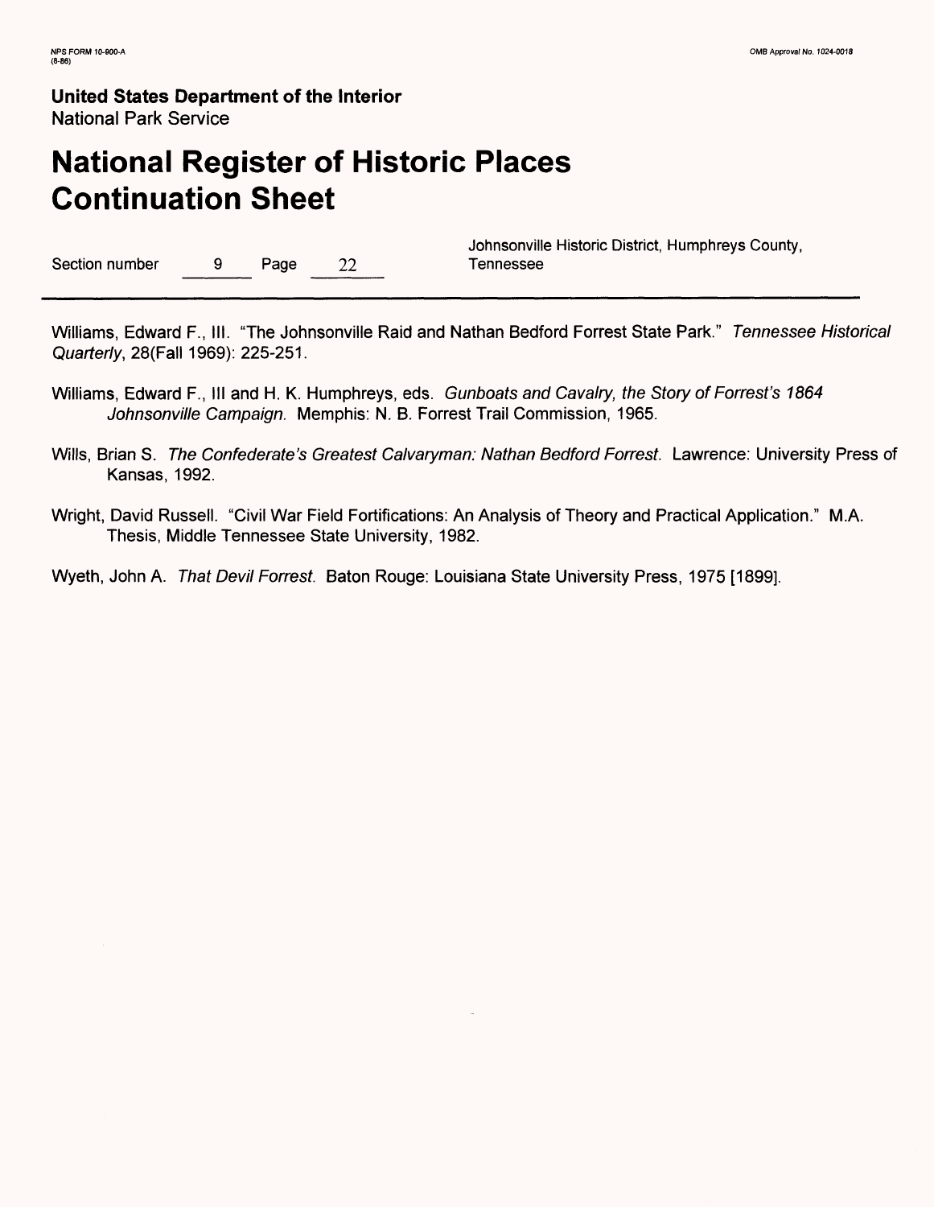Williams, Edward F., III. "The Johnsonville Raid and Nathan Bedford Forrest State Park." *Tennessee Historical Quarterly*, 28(Fall 1969): 225-251.

Williams, Edward F., III and H. K. Humphreys, eds. *Gunboats and Cavalry, the Story of Forrest's 1864 Johnsonville Campaign.* Memphis: N. B. Forrest Trail Commission, 1965.

Wills, Brian S. *The Confederate's Greatest Calvaryman: Nathan Bedford Forrest.* Lawrence: University Press of Kansas, 1992.

Wright, David Russell. "Civil War Field Fortifications: An Analysis of Theory and Practical Application." M.A. Thesis, Middle Tennessee State University, 1982.

Wyeth, John A. *That Devil Forrest.* Baton Rouge: Louisiana State University Press, 1975 [1899].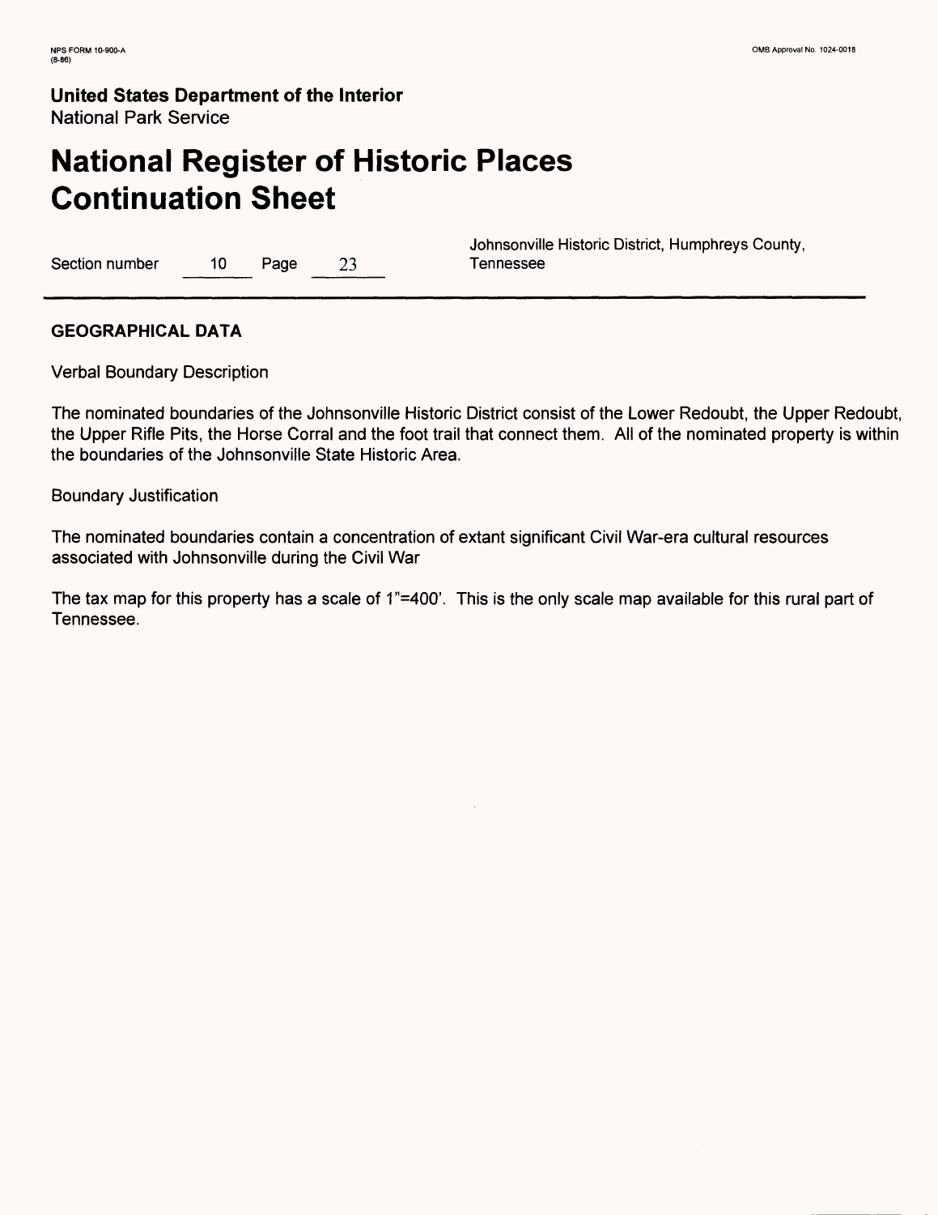**United States Department of the Interior**
National Park Service

# National Register of Historic Places Continuation Sheet

Section number 10 Page 23

Johnsonville Historic District, Humphreys County, Tennessee

## GEOGRAPHICAL DATA

Verbal Boundary Description

The nominated boundaries of the Johnsonville Historic District consist of the Lower Redoubt, the Upper Redoubt, the Upper Rifle Pits, the Horse Corral and the foot trail that connect them. All of the nominated property is within the boundaries of the Johnsonville State Historic Area.

Boundary Justification

The nominated boundaries contain a concentration of extant significant Civil War-era cultural resources associated with Johnsonville during the Civil War

The tax map for this property has a scale of 1"=400'. This is the only scale map available for this rural part of Tennessee.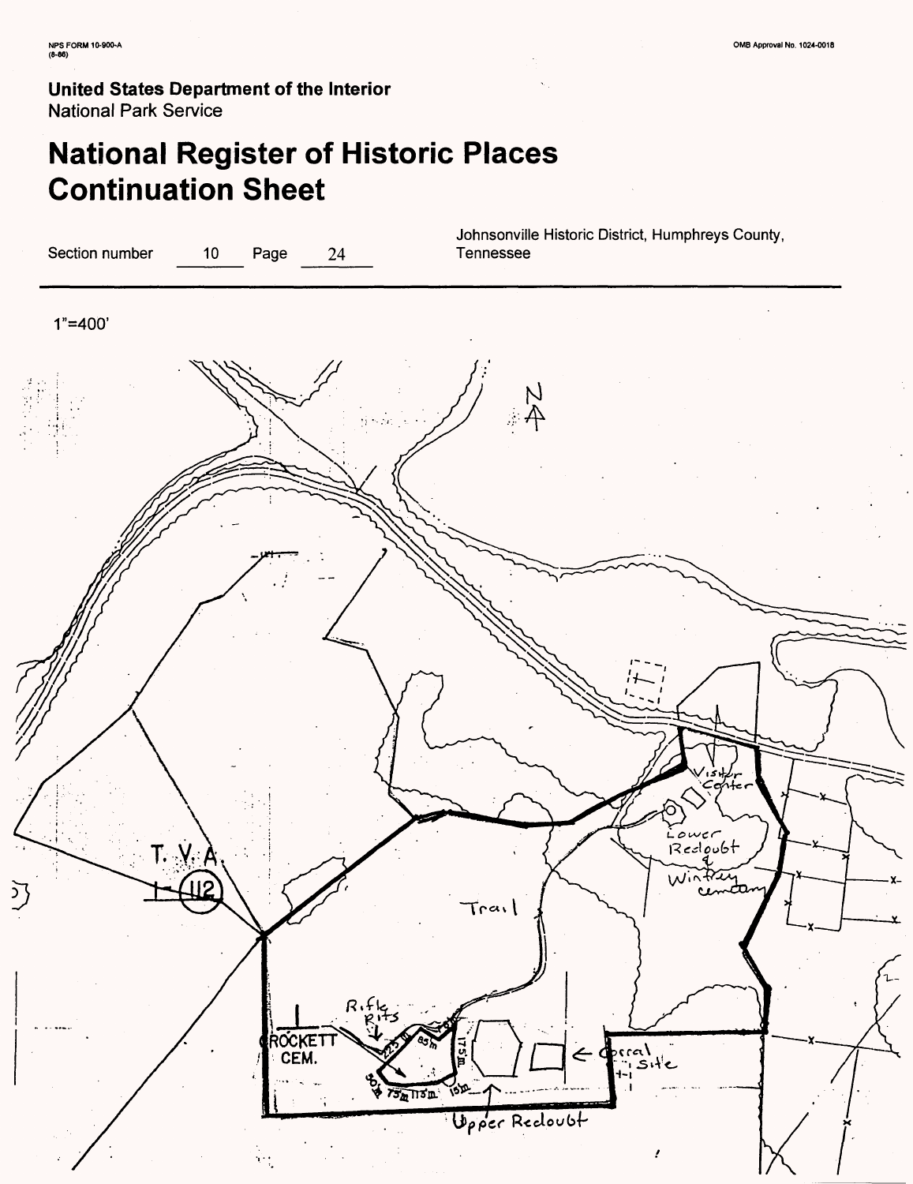United States Department of the Interior
National Park Service

# National Register of Historic Places Continuation Sheet

Section number 10 Page 24

Johnsonville Historic District, Humphreys County, Tennessee

1"=400'

N

Visitor Center

Lower Redoubt

Winfrey cemetery

T.V.A. 1-112

Trail

Rifle Pits

CROCKETT CEM.

Corral Site

Upper Redoubt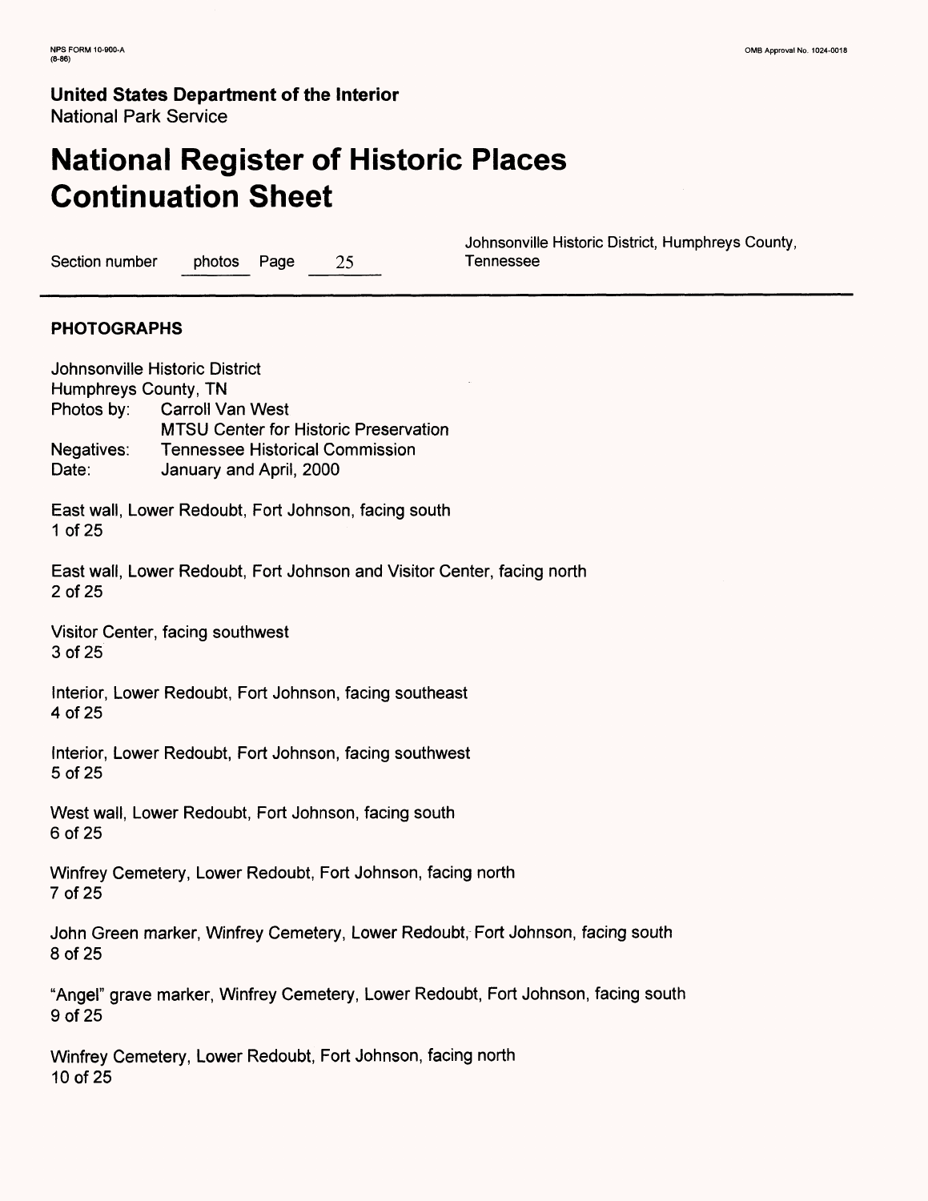United States Department of the Interior
National Park Service

# National Register of Historic Places Continuation Sheet

Section number photos Page 25

Johnsonville Historic District, Humphreys County, Tennessee

## PHOTOGRAPHS

Johnsonville Historic District
Humphreys County, TN
Photos by: Carroll Van West
MTSU Center for Historic Preservation
Negatives: Tennessee Historical Commission
Date: January and April, 2000

East wall, Lower Redoubt, Fort Johnson, facing south
1 of 25

East wall, Lower Redoubt, Fort Johnson and Visitor Center, facing north
2 of 25

Visitor Center, facing southwest
3 of 25

Interior, Lower Redoubt, Fort Johnson, facing southeast
4 of 25

Interior, Lower Redoubt, Fort Johnson, facing southwest
5 of 25

West wall, Lower Redoubt, Fort Johnson, facing south
6 of 25

Winfrey Cemetery, Lower Redoubt, Fort Johnson, facing north
7 of 25

John Green marker, Winfrey Cemetery, Lower Redoubt, Fort Johnson, facing south
8 of 25

"Angel" grave marker, Winfrey Cemetery, Lower Redoubt, Fort Johnson, facing south
9 of 25

Winfrey Cemetery, Lower Redoubt, Fort Johnson, facing north
10 of 25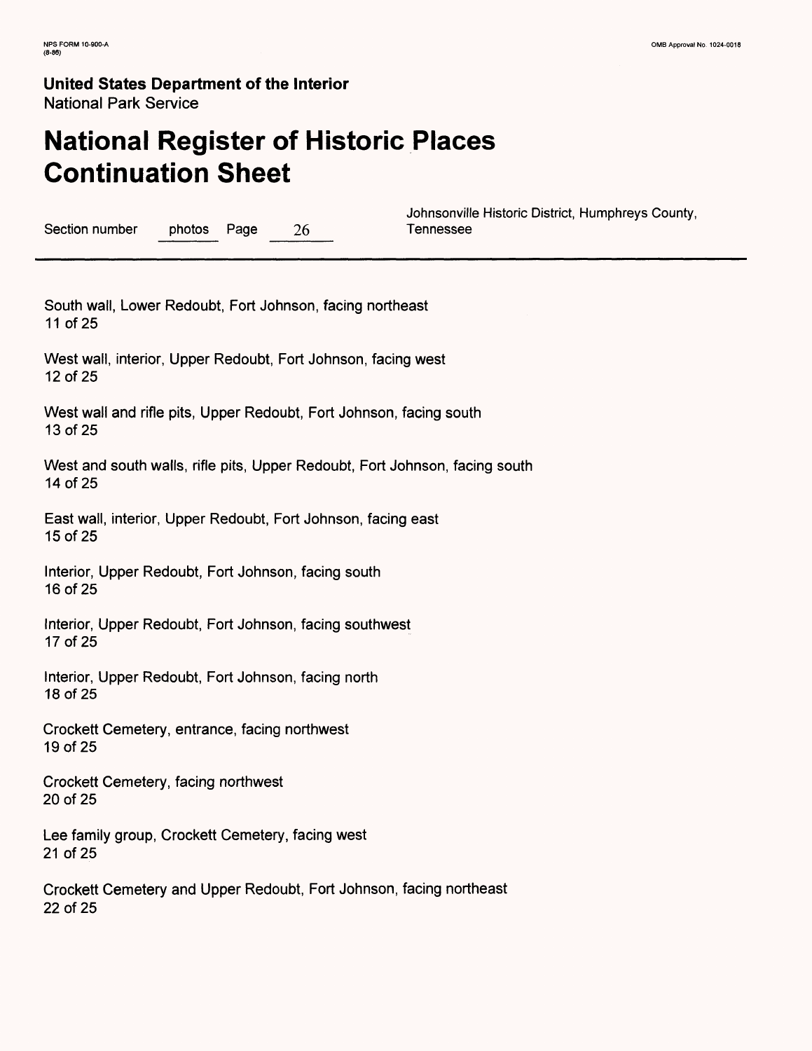South wall, Lower Redoubt, Fort Johnson, facing northeast
11 of 25

West wall, interior, Upper Redoubt, Fort Johnson, facing west
12 of 25

West wall and rifle pits, Upper Redoubt, Fort Johnson, facing south
13 of 25

West and south walls, rifle pits, Upper Redoubt, Fort Johnson, facing south
14 of 25

East wall, interior, Upper Redoubt, Fort Johnson, facing east
15 of 25

Interior, Upper Redoubt, Fort Johnson, facing south
16 of 25

Interior, Upper Redoubt, Fort Johnson, facing southwest
17 of 25

Interior, Upper Redoubt, Fort Johnson, facing north
18 of 25

Crockett Cemetery, entrance, facing northwest
19 of 25

Crockett Cemetery, facing northwest
20 of 25

Lee family group, Crockett Cemetery, facing west
21 of 25

Crockett Cemetery and Upper Redoubt, Fort Johnson, facing northeast
22 of 25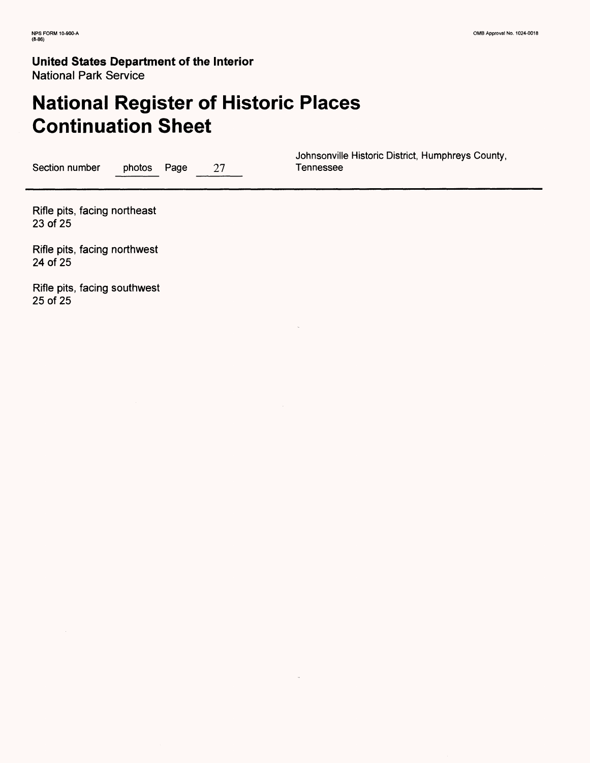Rifle pits, facing northeast
23 of 25

Rifle pits, facing northwest
24 of 25

Rifle pits, facing southwest
25 of 25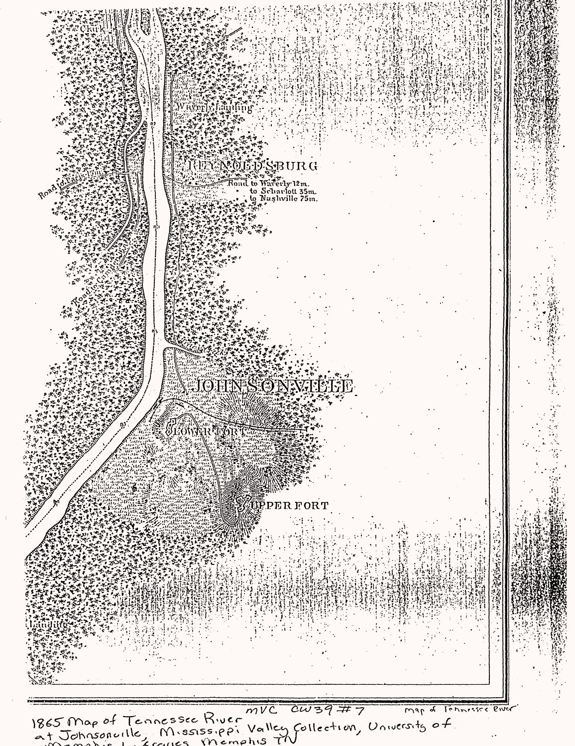Clark

Waverly Landing

REYNOLDSBURG

Road to Paris

Road to Waverly 12m.
to Scharlott 35m.
to Nashville 75m.

Road to Camden

JOHNSONVILLE

LOWER FORT

UPPER FORT

Landing

MVC CW39 #7

Map of Tennessee River

1865 Map of Tennessee River at Johnsonville, Mississippi Valley Collection, University of Memphis Libraries Memphis TN